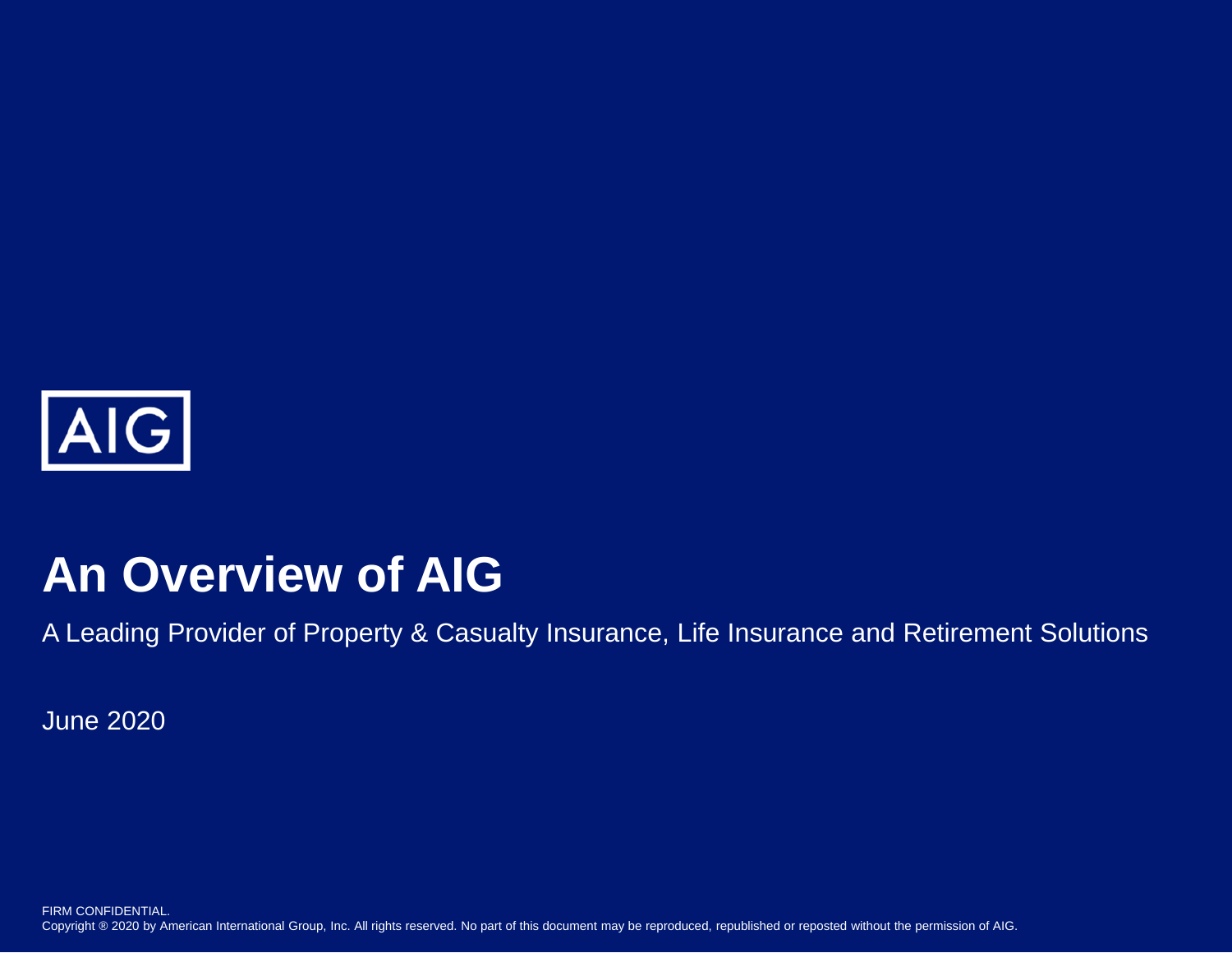AIG

# An Overview of AIG

A Leading Provider of Property & Casualty Insurance, Life Insurance and Retirement Solutions

June 2020

FIRM CONFIDENTIAL.
Copyright ® 2020 by American International Group, Inc. All rights reserved. No part of this document may be reproduced, republished or reposted without the permission of AIG.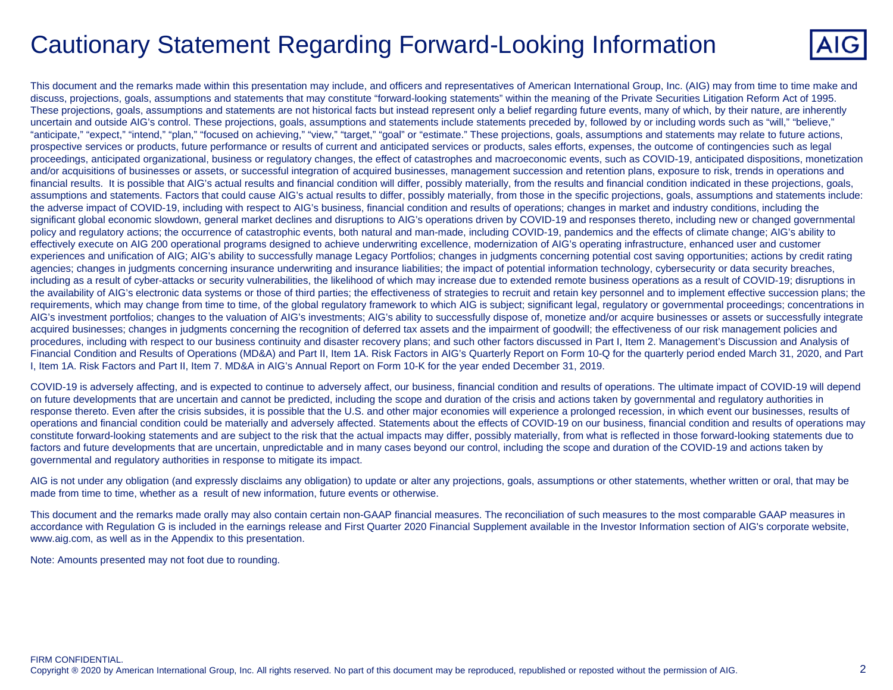# Cautionary Statement Regarding Forward-Looking Information

This document and the remarks made within this presentation may include, and officers and representatives of American International Group, Inc. (AIG) may from time to time make and discuss, projections, goals, assumptions and statements that may constitute "forward-looking statements" within the meaning of the Private Securities Litigation Reform Act of 1995. These projections, goals, assumptions and statements are not historical facts but instead represent only a belief regarding future events, many of which, by their nature, are inherently uncertain and outside AIG's control. These projections, goals, assumptions and statements include statements preceded by, followed by or including words such as "will," "believe," "anticipate," "expect," "intend," "plan," "focused on achieving," "view," "target," "goal" or "estimate." These projections, goals, assumptions and statements may relate to future actions, prospective services or products, future performance or results of current and anticipated services or products, sales efforts, expenses, the outcome of contingencies such as legal proceedings, anticipated organizational, business or regulatory changes, the effect of catastrophes and macroeconomic events, such as COVID-19, anticipated dispositions, monetization and/or acquisitions of businesses or assets, or successful integration of acquired businesses, management succession and retention plans, exposure to risk, trends in operations and financial results. It is possible that AIG's actual results and financial condition will differ, possibly materially, from the results and financial condition indicated in these projections, goals, assumptions and statements. Factors that could cause AIG's actual results to differ, possibly materially, from those in the specific projections, goals, assumptions and statements include: the adverse impact of COVID-19, including with respect to AIG's business, financial condition and results of operations; changes in market and industry conditions, including the significant global economic slowdown, general market declines and disruptions to AIG's operations driven by COVID-19 and responses thereto, including new or changed governmental policy and regulatory actions; the occurrence of catastrophic events, both natural and man-made, including COVID-19, pandemics and the effects of climate change; AIG's ability to effectively execute on AIG 200 operational programs designed to achieve underwriting excellence, modernization of AIG's operating infrastructure, enhanced user and customer experiences and unification of AIG; AIG's ability to successfully manage Legacy Portfolios; changes in judgments concerning potential cost saving opportunities; actions by credit rating agencies; changes in judgments concerning insurance underwriting and insurance liabilities; the impact of potential information technology, cybersecurity or data security breaches, including as a result of cyber-attacks or security vulnerabilities, the likelihood of which may increase due to extended remote business operations as a result of COVID-19; disruptions in the availability of AIG's electronic data systems or those of third parties; the effectiveness of strategies to recruit and retain key personnel and to implement effective succession plans; the requirements, which may change from time to time, of the global regulatory framework to which AIG is subject; significant legal, regulatory or governmental proceedings; concentrations in AIG's investment portfolios; changes to the valuation of AIG's investments; AIG's ability to successfully dispose of, monetize and/or acquire businesses or assets or successfully integrate acquired businesses; changes in judgments concerning the recognition of deferred tax assets and the impairment of goodwill; the effectiveness of our risk management policies and procedures, including with respect to our business continuity and disaster recovery plans; and such other factors discussed in Part I, Item 2. Management's Discussion and Analysis of Financial Condition and Results of Operations (MD&A) and Part II, Item 1A. Risk Factors in AIG's Quarterly Report on Form 10-Q for the quarterly period ended March 31, 2020, and Part I, Item 1A. Risk Factors and Part II, Item 7. MD&A in AIG's Annual Report on Form 10-K for the year ended December 31, 2019.

COVID-19 is adversely affecting, and is expected to continue to adversely affect, our business, financial condition and results of operations. The ultimate impact of COVID-19 will depend on future developments that are uncertain and cannot be predicted, including the scope and duration of the crisis and actions taken by governmental and regulatory authorities in response thereto. Even after the crisis subsides, it is possible that the U.S. and other major economies will experience a prolonged recession, in which event our businesses, results of operations and financial condition could be materially and adversely affected. Statements about the effects of COVID-19 on our business, financial condition and results of operations may constitute forward-looking statements and are subject to the risk that the actual impacts may differ, possibly materially, from what is reflected in those forward-looking statements due to factors and future developments that are uncertain, unpredictable and in many cases beyond our control, including the scope and duration of the COVID-19 and actions taken by governmental and regulatory authorities in response to mitigate its impact.

AIG is not under any obligation (and expressly disclaims any obligation) to update or alter any projections, goals, assumptions or other statements, whether written or oral, that may be made from time to time, whether as a result of new information, future events or otherwise.

This document and the remarks made orally may also contain certain non-GAAP financial measures. The reconciliation of such measures to the most comparable GAAP measures in accordance with Regulation G is included in the earnings release and First Quarter 2020 Financial Supplement available in the Investor Information section of AIG's corporate website, www.aig.com, as well as in the Appendix to this presentation.

Note: Amounts presented may not foot due to rounding.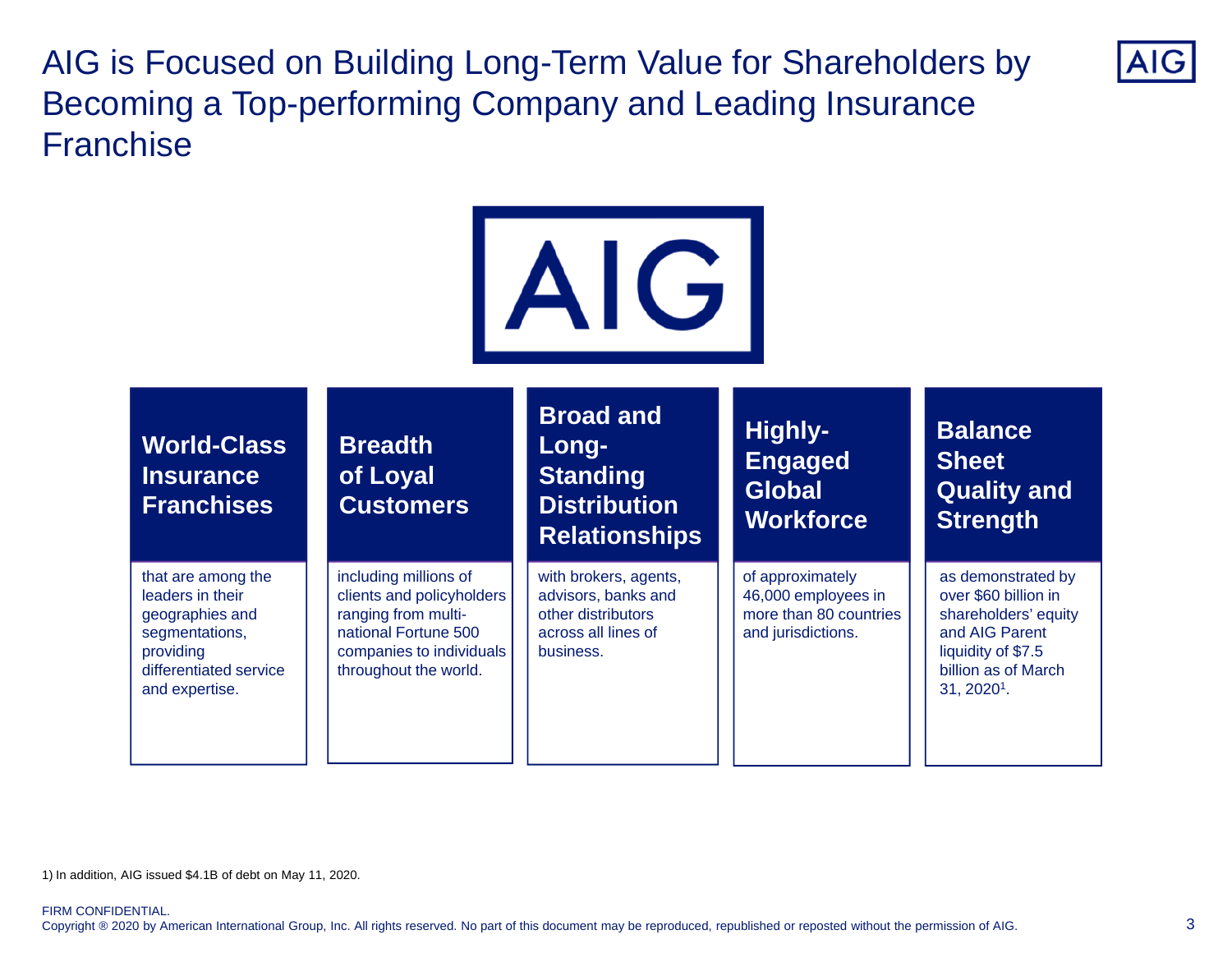# AIG is Focused on Building Long-Term Value for Shareholders by Becoming a Top-performing Company and Leading Insurance Franchise

AIG

### World-Class Insurance Franchises

that are among the leaders in their geographies and segmentations, providing differentiated service and expertise.

### Breadth of Loyal Customers

including millions of clients and policyholders ranging from multi-national Fortune 500 companies to individuals throughout the world.

### Broad and Long-Standing Distribution Relationships

with brokers, agents, advisors, banks and other distributors across all lines of business.

### Highly-Engaged Global Workforce

of approximately 46,000 employees in more than 80 countries and jurisdictions.

### Balance Sheet Quality and Strength

as demonstrated by over $60 billion in shareholders' equity and AIG Parent liquidity of $7.5 billion as of March 31, 2020[1].

1) In addition, AIG issued $4.1B of debt on May 11, 2020.

FIRM CONFIDENTIAL.
Copyright ® 2020 by American International Group, Inc. All rights reserved. No part of this document may be reproduced, republished or reposted without the permission of AIG.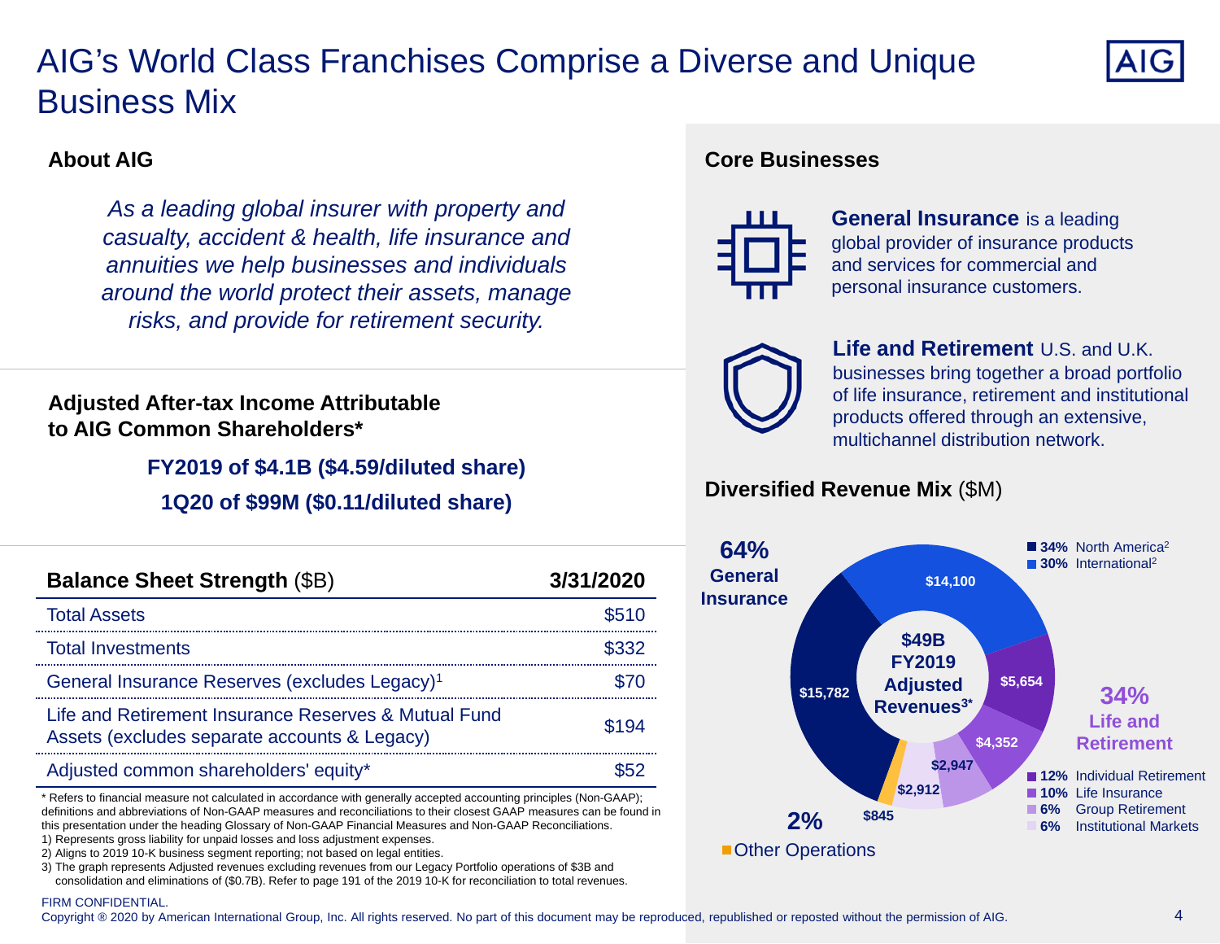# AIG's World Class Franchises Comprise a Diverse and Unique Business Mix

## About AIG

*As a leading global insurer with property and casualty, accident & health, life insurance and annuities we help businesses and individuals around the world protect their assets, manage risks, and provide for retirement security.*

## Adjusted After-tax Income Attributable to AIG Common Shareholders*

**FY2019 of $4.1B ($4.59/diluted share)**

**1Q20 of $99M ($0.11/diluted share)**

| **Balance Sheet Strength** ($B) | **3/31/2020** |
| --- | --- |
| Total Assets | $510 |
| Total Investments | $332 |
| General Insurance Reserves (excludes Legacy)[1] | $70 |
| Life and Retirement Insurance Reserves & Mutual Fund Assets (excludes separate accounts & Legacy) | $194 |
| Adjusted common shareholders' equity* | $52 |

* Refers to financial measure not calculated in accordance with generally accepted accounting principles (Non-GAAP); definitions and abbreviations of Non-GAAP measures and reconciliations to their closest GAAP measures can be found in this presentation under the heading Glossary of Non-GAAP Financial Measures and Non-GAAP Reconciliations.

1) Represents gross liability for unpaid losses and loss adjustment expenses.

2) Aligns to 2019 10-K business segment reporting; not based on legal entities.

3) The graph represents Adjusted revenues excluding revenues from our Legacy Portfolio operations of $3B and consolidation and eliminations of ($0.7B). Refer to page 191 of the 2019 10-K for reconciliation to total revenues.

## Core Businesses

**General Insurance** is a leading global provider of insurance products and services for commercial and personal insurance customers.

**Life and Retirement** U.S. and U.K. businesses bring together a broad portfolio of life insurance, retirement and institutional products offered through an extensive, multichannel distribution network.

## Diversified Revenue Mix ($M)

**$49B FY2019 Adjusted Revenues[3]***

**64% General Insurance**
- 34% North America[2] — $15,782
- 30% International[2] — $14,100

**34% Life and Retirement**
- 12% Individual Retirement — $5,654
- 10% Life Insurance — $4,352
- 6% Group Retirement — $2,947
- 6% Institutional Markets — $2,912

**2% Other Operations** — $845

FIRM CONFIDENTIAL.

Copyright ® 2020 by American International Group, Inc. All rights reserved. No part of this document may be reproduced, republished or reposted without the permission of AIG.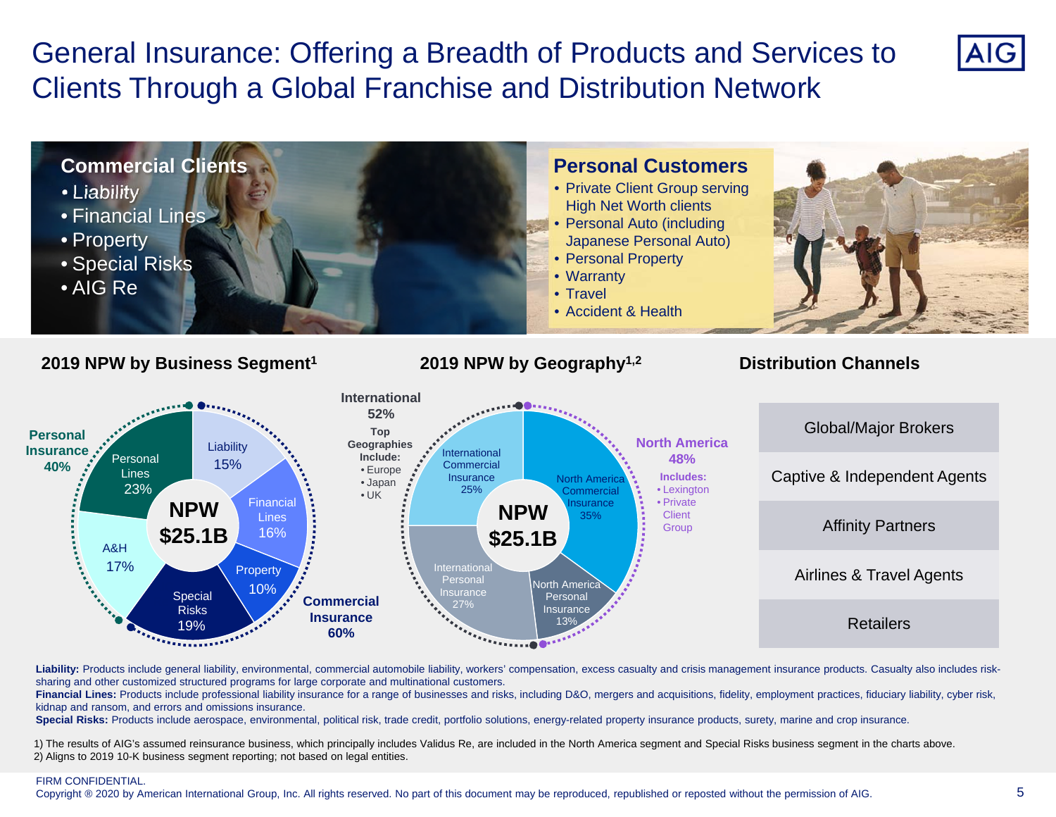# General Insurance: Offering a Breadth of Products and Services to Clients Through a Global Franchise and Distribution Network

## Commercial Clients

- Liability
- Financial Lines
- Property
- Special Risks
- AIG Re

## Personal Customers

- Private Client Group serving High Net Worth clients
- Personal Auto (including Japanese Personal Auto)
- Personal Property
- Warranty
- Travel
- Accident & Health

### 2019 NPW by Business Segment[1]

NPW $25.1B

**Personal Insurance 40%**
- Personal Lines 23%
- A&H 17%

**Commercial Insurance 60%**
- Liability 15%
- Financial Lines 16%
- Property 10%
- Special Risks 19%

### 2019 NPW by Geography[1,2]

NPW $25.1B

**International 52%**

Top Geographies Include:
- Europe
- Japan
- UK

- International Commercial Insurance 25%
- International Personal Insurance 27%

**North America 48%**

Includes:
- Lexington
- Private Client Group

- North America Commercial Insurance 35%
- North America Personal Insurance 13%

### Distribution Channels

- Global/Major Brokers
- Captive & Independent Agents
- Affinity Partners
- Airlines & Travel Agents
- Retailers

**Liability:** Products include general liability, environmental, commercial automobile liability, workers' compensation, excess casualty and crisis management insurance products. Casualty also includes risk-sharing and other customized structured programs for large corporate and multinational customers.

**Financial Lines:** Products include professional liability insurance for a range of businesses and risks, including D&O, mergers and acquisitions, fidelity, employment practices, fiduciary liability, cyber risk, kidnap and ransom, and errors and omissions insurance.

**Special Risks:** Products include aerospace, environmental, political risk, trade credit, portfolio solutions, energy-related property insurance products, surety, marine and crop insurance.

1) The results of AIG's assumed reinsurance business, which principally includes Validus Re, are included in the North America segment and Special Risks business segment in the charts above.
2) Aligns to 2019 10-K business segment reporting; not based on legal entities.

FIRM CONFIDENTIAL.
Copyright ® 2020 by American International Group, Inc. All rights reserved. No part of this document may be reproduced, republished or reposted without the permission of AIG.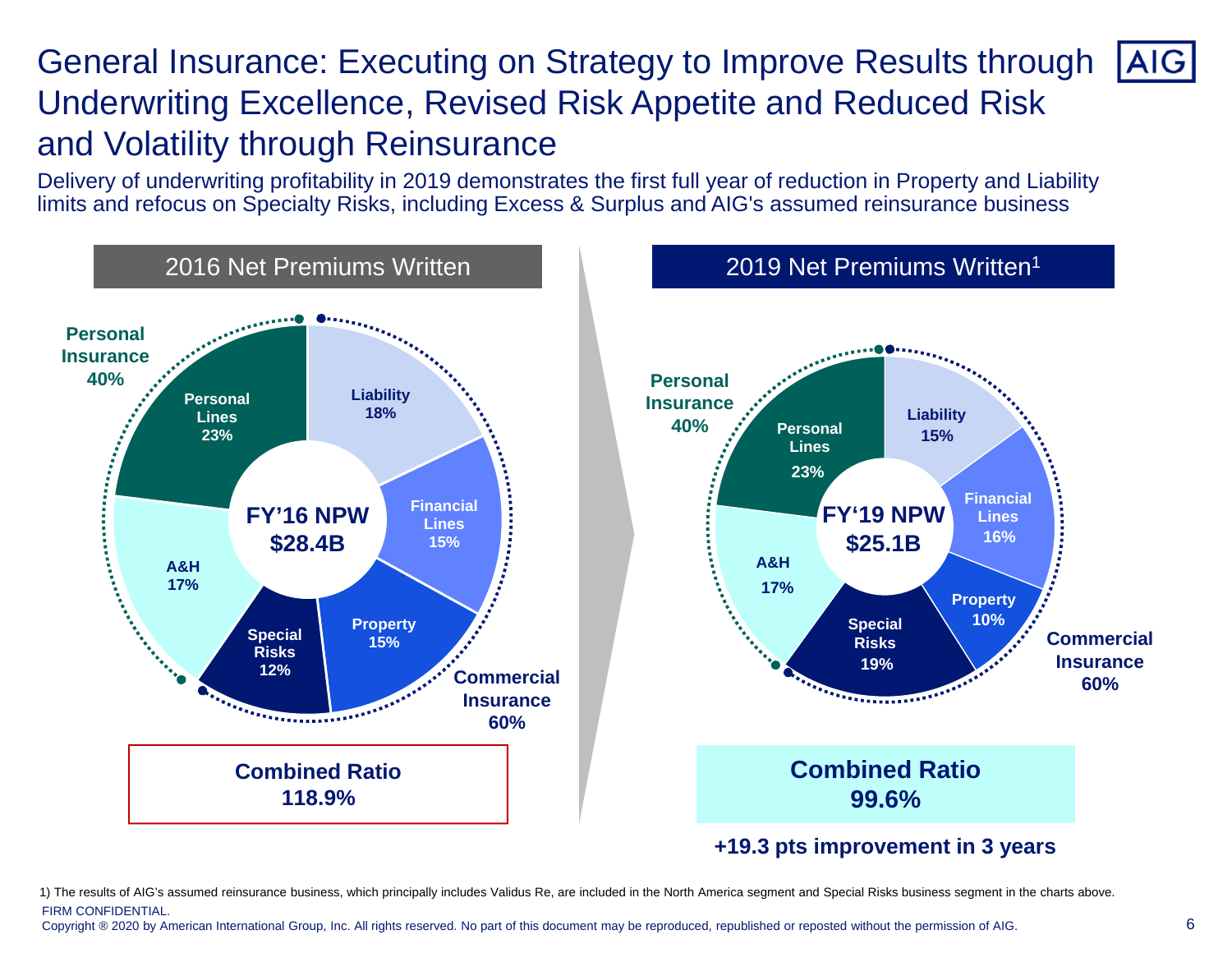# General Insurance: Executing on Strategy to Improve Results through Underwriting Excellence, Revised Risk Appetite and Reduced Risk and Volatility through Reinsurance

Delivery of underwriting profitability in 2019 demonstrates the first full year of reduction in Property and Liability limits and refocus on Specialty Risks, including Excess & Surplus and AIG's assumed reinsurance business

## 2016 Net Premiums Written

**FY'16 NPW $28.4B**

| Segment | Line | Share |
|---|---|---|
| Personal Insurance 40% | Personal Lines | 23% |
| | A&H | 17% |
| Commercial Insurance 60% | Liability | 18% |
| | Financial Lines | 15% |
| | Property | 15% |
| | Special Risks | 12% |

**Combined Ratio 118.9%**

## 2019 Net Premiums Written[1]

**FY'19 NPW $25.1B**

| Segment | Line | Share |
|---|---|---|
| Personal Insurance 40% | Personal Lines | 23% |
| | A&H | 17% |
| Commercial Insurance 60% | Liability | 15% |
| | Financial Lines | 16% |
| | Property | 10% |
| | Special Risks | 19% |

**Combined Ratio 99.6%**

**+19.3 pts improvement in 3 years**

1) The results of AIG's assumed reinsurance business, which principally includes Validus Re, are included in the North America segment and Special Risks business segment in the charts above.

FIRM CONFIDENTIAL.

Copyright ® 2020 by American International Group, Inc. All rights reserved. No part of this document may be reproduced, republished or reposted without the permission of AIG.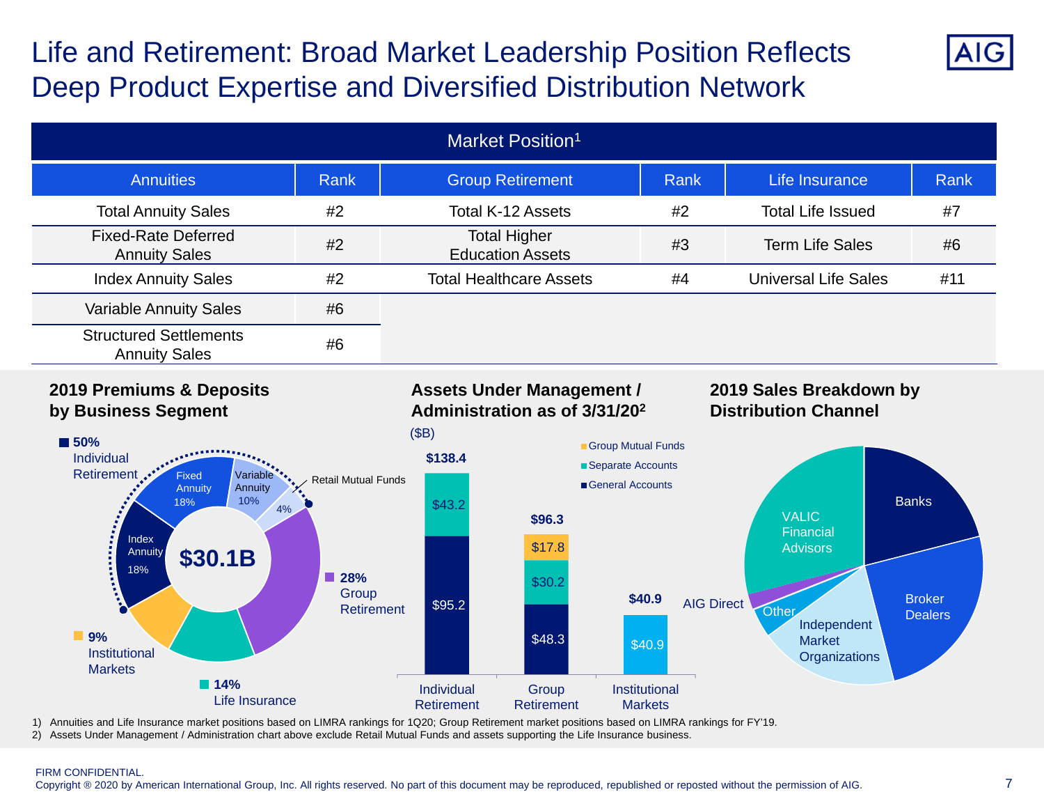# Life and Retirement: Broad Market Leadership Position Reflects Deep Product Expertise and Diversified Distribution Network

## Market Position[1]

| Annuities | Rank | Group Retirement | Rank | Life Insurance | Rank |
|---|---|---|---|---|---|
| Total Annuity Sales | #2 | Total K-12 Assets | #2 | Total Life Issued | #7 |
| Fixed-Rate Deferred Annuity Sales | #2 | Total Higher Education Assets | #3 | Term Life Sales | #6 |
| Index Annuity Sales | #2 | Total Healthcare Assets | #4 | Universal Life Sales | #11 |
| Variable Annuity Sales | #6 | | | | |
| Structured Settlements Annuity Sales | #6 | | | | |

### 2019 Premiums & Deposits by Business Segment

$30.1B

- **50%** Individual Retirement
  - Fixed Annuity 18%
  - Variable Annuity 10%
  - Index Annuity 18%
  - Retail Mutual Funds 4%
- **28%** Group Retirement
- **14%** Life Insurance
- **9%** Institutional Markets

### Assets Under Management / Administration as of 3/31/20[2]

($B)

| | Individual Retirement | Group Retirement | Institutional Markets |
|---|---|---|---|
| Group Mutual Funds | | $17.8 | |
| Separate Accounts | $43.2 | $30.2 | |
| General Accounts | $95.2 | $48.3 | $40.9 |
| **Total** | **$138.4** | **$96.3** | **$40.9** |

### 2019 Sales Breakdown by Distribution Channel

- Banks
- Broker Dealers
- Independent Market Organizations
- Other
- AIG Direct
- VALIC Financial Advisors

1) Annuities and Life Insurance market positions based on LIMRA rankings for 1Q20; Group Retirement market positions based on LIMRA rankings for FY'19.
2) Assets Under Management / Administration chart above exclude Retail Mutual Funds and assets supporting the Life Insurance business.

FIRM CONFIDENTIAL.
Copyright ® 2020 by American International Group, Inc. All rights reserved. No part of this document may be reproduced, republished or reposted without the permission of AIG.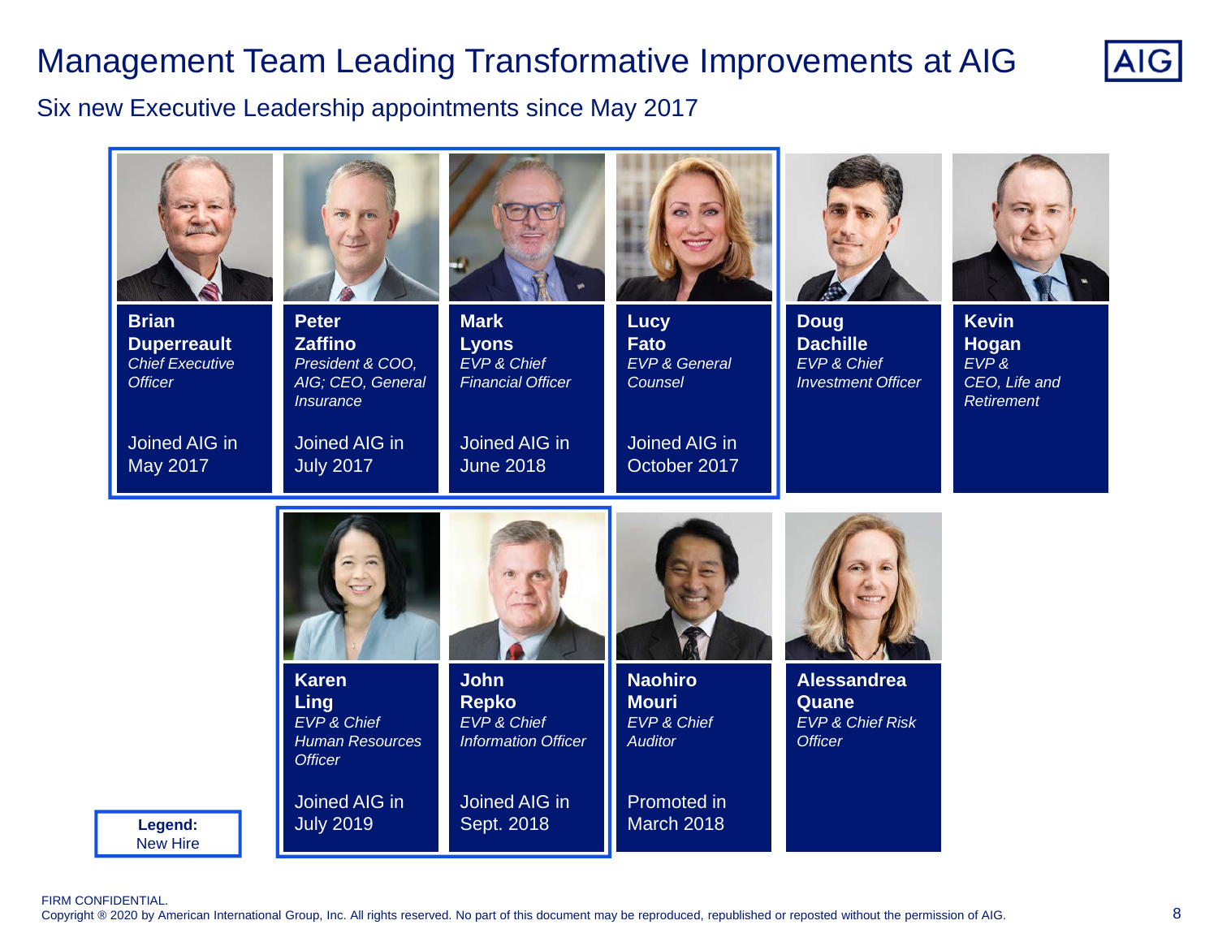# Management Team Leading Transformative Improvements at AIG

## Six new Executive Leadership appointments since May 2017

**Brian Duperreault**
*Chief Executive Officer*
Joined AIG in May 2017

**Peter Zaffino**
*President & COO, AIG; CEO, General Insurance*
Joined AIG in July 2017

**Mark Lyons**
*EVP & Chief Financial Officer*
Joined AIG in June 2018

**Lucy Fato**
*EVP & General Counsel*
Joined AIG in October 2017

**Doug Dachille**
*EVP & Chief Investment Officer*

**Kevin Hogan**
*EVP & CEO, Life and Retirement*

**Karen Ling**
*EVP & Chief Human Resources Officer*
Joined AIG in July 2019

**John Repko**
*EVP & Chief Information Officer*
Joined AIG in Sept. 2018

**Naohiro Mouri**
*EVP & Chief Auditor*
Promoted in March 2018

**Alessandrea Quane**
*EVP & Chief Risk Officer*

**Legend:** New Hire

FIRM CONFIDENTIAL.
Copyright ® 2020 by American International Group, Inc. All rights reserved. No part of this document may be reproduced, republished or reposted without the permission of AIG.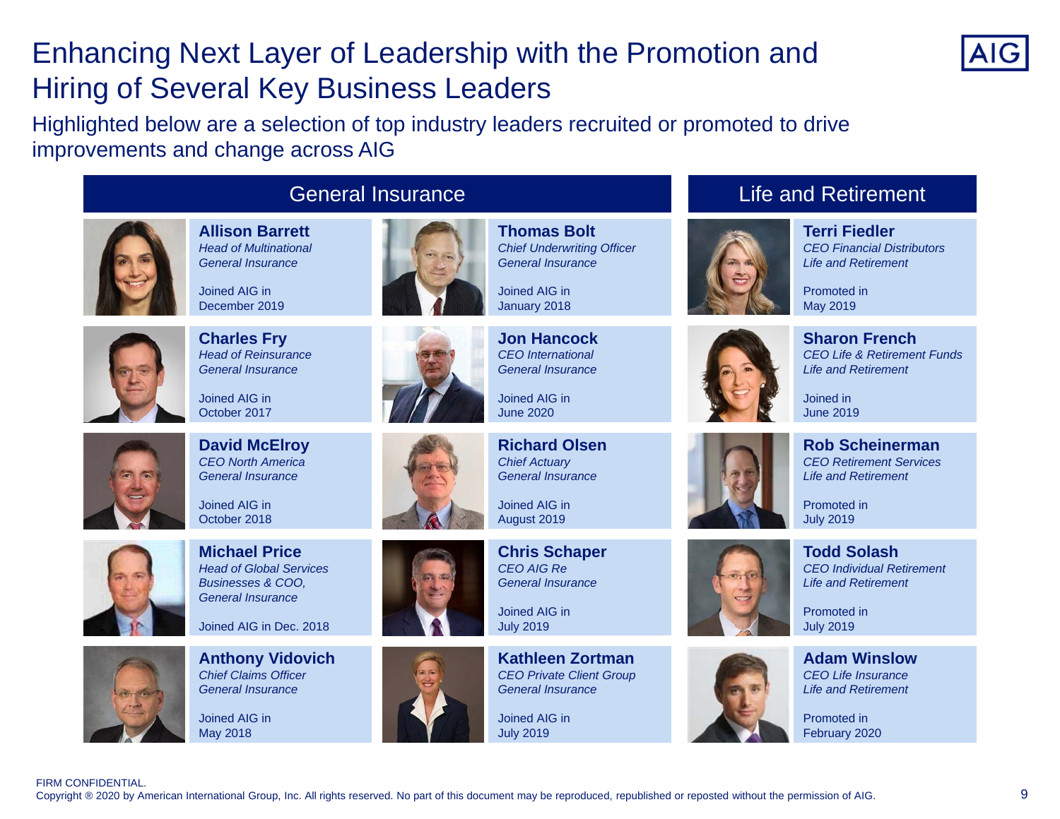# Enhancing Next Layer of Leadership with the Promotion and Hiring of Several Key Business Leaders

Highlighted below are a selection of top industry leaders recruited or promoted to drive improvements and change across AIG

## General Insurance

**Allison Barrett**
*Head of Multinational*
*General Insurance*

Joined AIG in
December 2019

**Thomas Bolt**
*Chief Underwriting Officer*
*General Insurance*

Joined AIG in
January 2018

**Charles Fry**
*Head of Reinsurance*
*General Insurance*

Joined AIG in
October 2017

**Jon Hancock**
*CEO International*
*General Insurance*

Joined AIG in
June 2020

**David McElroy**
*CEO North America*
*General Insurance*

Joined AIG in
October 2018

**Richard Olsen**
*Chief Actuary*
*General Insurance*

Joined AIG in
August 2019

**Michael Price**
*Head of Global Services Businesses & COO,*
*General Insurance*

Joined AIG in Dec. 2018

**Chris Schaper**
*CEO AIG Re*
*General Insurance*

Joined AIG in
July 2019

**Anthony Vidovich**
*Chief Claims Officer*
*General Insurance*

Joined AIG in
May 2018

**Kathleen Zortman**
*CEO Private Client Group*
*General Insurance*

Joined AIG in
July 2019

## Life and Retirement

**Terri Fiedler**
*CEO Financial Distributors*
*Life and Retirement*

Promoted in
May 2019

**Sharon French**
*CEO Life & Retirement Funds*
*Life and Retirement*

Joined in
June 2019

**Rob Scheinerman**
*CEO Retirement Services*
*Life and Retirement*

Promoted in
July 2019

**Todd Solash**
*CEO Individual Retirement*
*Life and Retirement*

Promoted in
July 2019

**Adam Winslow**
*CEO Life Insurance*
*Life and Retirement*

Promoted in
February 2020

FIRM CONFIDENTIAL.
Copyright ® 2020 by American International Group, Inc. All rights reserved. No part of this document may be reproduced, republished or reposted without the permission of AIG.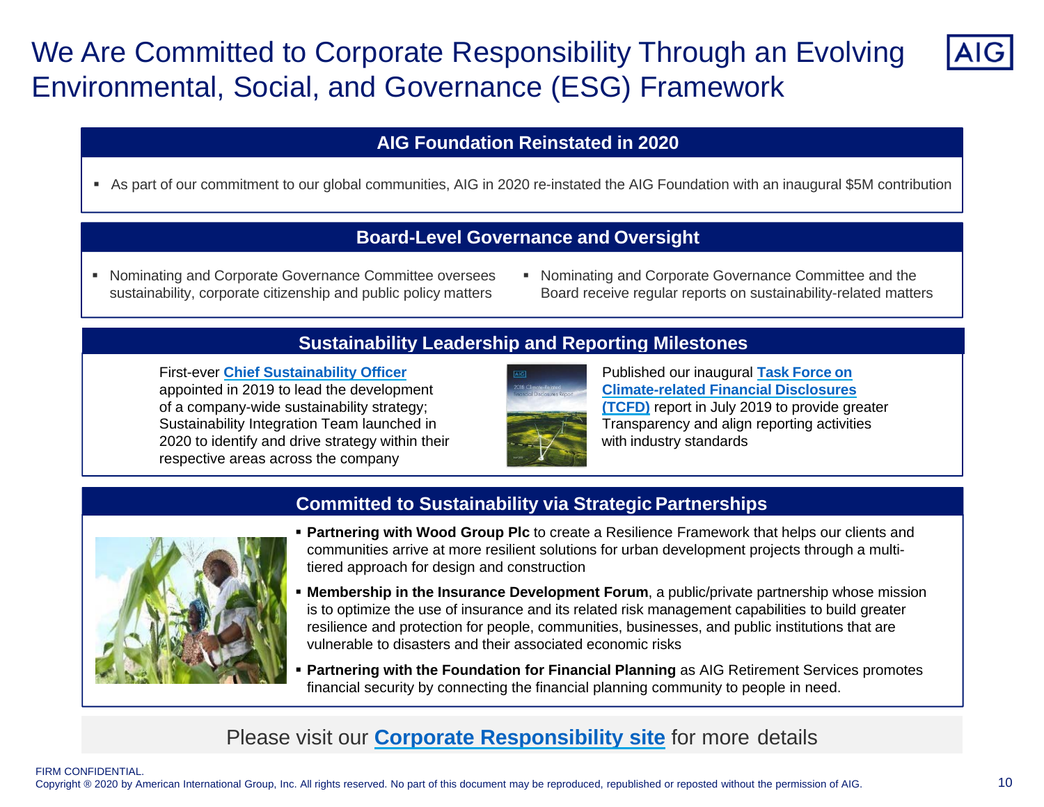# We Are Committed to Corporate Responsibility Through an Evolving Environmental, Social, and Governance (ESG) Framework

## AIG Foundation Reinstated in 2020

- As part of our commitment to our global communities, AIG in 2020 re-instated the AIG Foundation with an inaugural $5M contribution

## Board-Level Governance and Oversight

- Nominating and Corporate Governance Committee oversees sustainability, corporate citizenship and public policy matters
- Nominating and Corporate Governance Committee and the Board receive regular reports on sustainability-related matters

## Sustainability Leadership and Reporting Milestones

First-ever **Chief Sustainability Officer** appointed in 2019 to lead the development of a company-wide sustainability strategy; Sustainability Integration Team launched in 2020 to identify and drive strategy within their respective areas across the company

Published our inaugural **Task Force on Climate-related Financial Disclosures (TCFD)** report in July 2019 to provide greater Transparency and align reporting activities with industry standards

## Committed to Sustainability via Strategic Partnerships

- **Partnering with Wood Group Plc** to create a Resilience Framework that helps our clients and communities arrive at more resilient solutions for urban development projects through a multi-tiered approach for design and construction
- **Membership in the Insurance Development Forum**, a public/private partnership whose mission is to optimize the use of insurance and its related risk management capabilities to build greater resilience and protection for people, communities, businesses, and public institutions that are vulnerable to disasters and their associated economic risks
- **Partnering with the Foundation for Financial Planning** as AIG Retirement Services promotes financial security by connecting the financial planning community to people in need.

Please visit our **Corporate Responsibility site** for more details

FIRM CONFIDENTIAL.
Copyright ® 2020 by American International Group, Inc. All rights reserved. No part of this document may be reproduced, republished or reposted without the permission of AIG.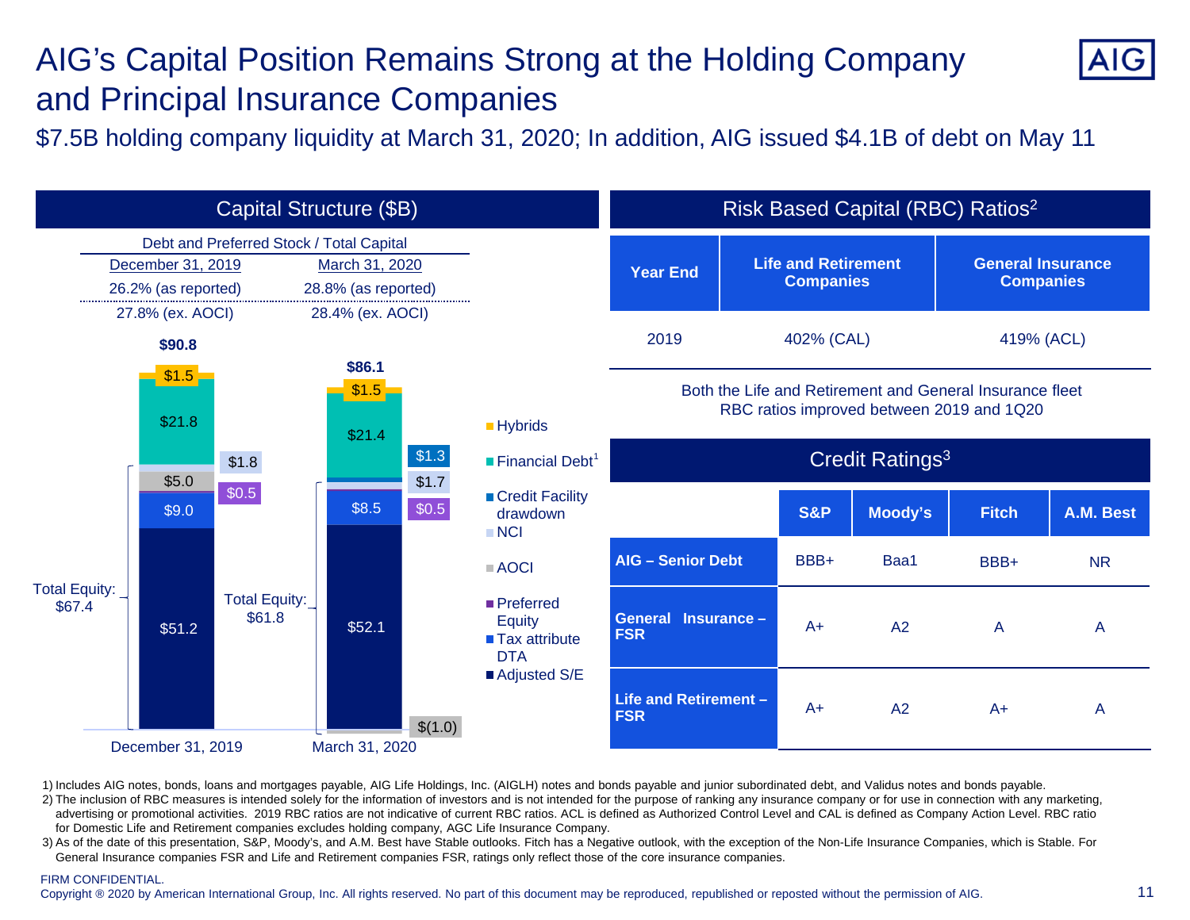# AIG's Capital Position Remains Strong at the Holding Company and Principal Insurance Companies

$7.5B holding company liquidity at March 31, 2020; In addition, AIG issued $4.1B of debt on May 11

## Capital Structure ($B)

Debt and Preferred Stock / Total Capital

| December 31, 2019 | March 31, 2020 |
|---|---|
| 26.2% (as reported) | 28.8% (as reported) |
| 27.8% (ex. AOCI) | 28.4% (ex. AOCI) |

| | December 31, 2019 | March 31, 2020 |
|---|---|---|
| Hybrids | $1.5 | $1.5 |
| Financial Debt[1] | $21.8 | $21.4 |
| Credit Facility drawdown | | $1.3 |
| NCI | $1.8 | $1.7 |
| AOCI | $5.0 | $(1.0) |
| Preferred Equity | $0.5 | $0.5 |
| Tax attribute DTA | $9.0 | $8.5 |
| Adjusted S/E | $51.2 | $52.1 |
| Total Equity | $67.4 | $61.8 |
| Total | $90.8 | $86.1 |

## Risk Based Capital (RBC) Ratios[2]

| Year End | Life and Retirement Companies | General Insurance Companies |
|---|---|---|
| 2019 | 402% (CAL) | 419% (ACL) |

Both the Life and Retirement and General Insurance fleet RBC ratios improved between 2019 and 1Q20

## Credit Ratings[3]

| | S&P | Moody's | Fitch | A.M. Best |
|---|---|---|---|---|
| AIG – Senior Debt | BBB+ | Baa1 | BBB+ | NR |
| General Insurance – FSR | A+ | A2 | A | A |
| Life and Retirement – FSR | A+ | A2 | A+ | A |

1) Includes AIG notes, bonds, loans and mortgages payable, AIG Life Holdings, Inc. (AIGLH) notes and bonds payable and junior subordinated debt, and Validus notes and bonds payable.
2) The inclusion of RBC measures is intended solely for the information of investors and is not intended for the purpose of ranking any insurance company or for use in connection with any marketing, advertising or promotional activities. 2019 RBC ratios are not indicative of current RBC ratios. ACL is defined as Authorized Control Level and CAL is defined as Company Action Level. RBC ratio for Domestic Life and Retirement companies excludes holding company, AGC Life Insurance Company.
3) As of the date of this presentation, S&P, Moody's, and A.M. Best have Stable outlooks. Fitch has a Negative outlook, with the exception of the Non-Life Insurance Companies, which is Stable. For General Insurance companies FSR and Life and Retirement companies FSR, ratings only reflect those of the core insurance companies.

FIRM CONFIDENTIAL.
Copyright ® 2020 by American International Group, Inc. All rights reserved. No part of this document may be reproduced, republished or reposted without the permission of AIG.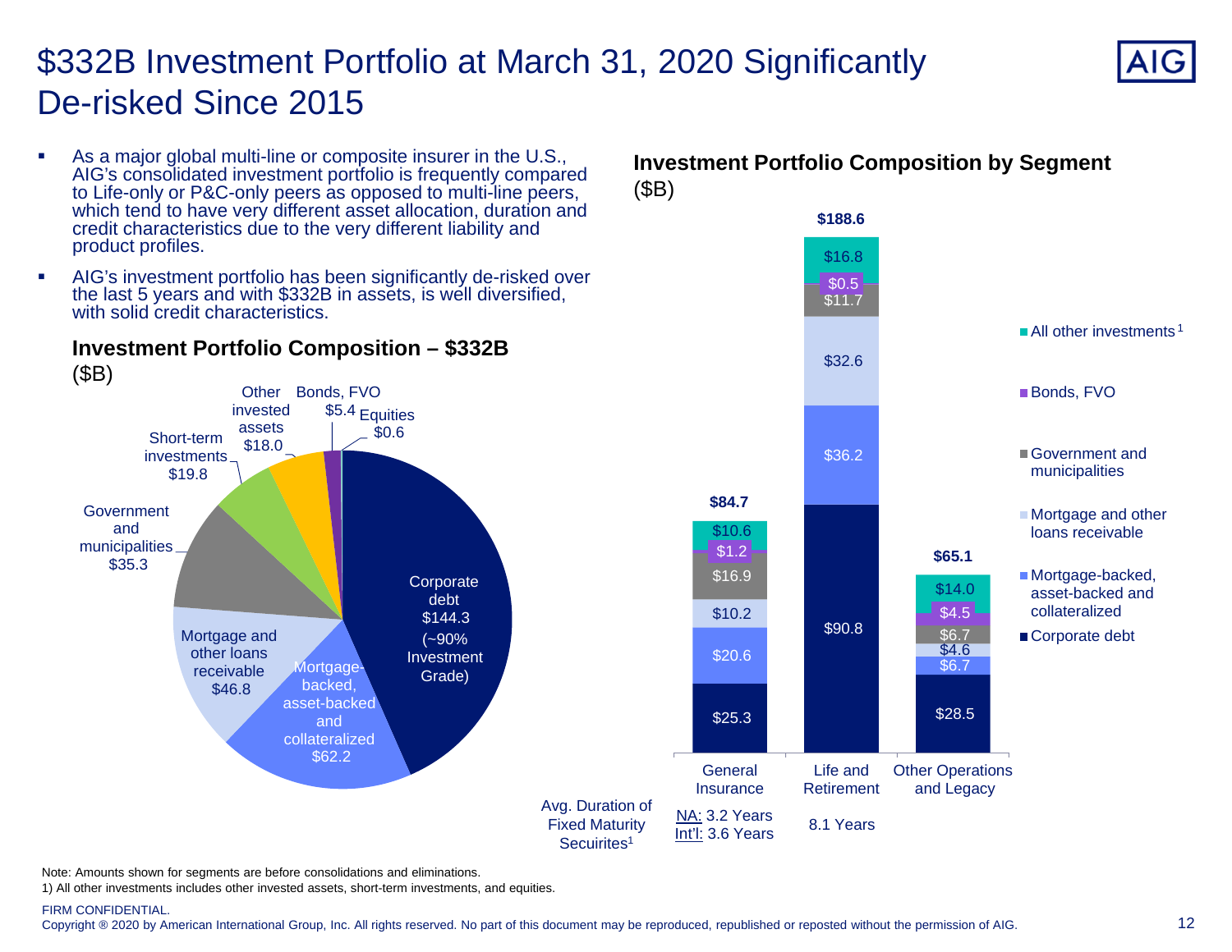# $332B Investment Portfolio at March 31, 2020 Significantly De-risked Since 2015

- As a major global multi-line or composite insurer in the U.S., AIG's consolidated investment portfolio is frequently compared to Life-only or P&C-only peers as opposed to multi-line peers, which tend to have very different asset allocation, duration and credit characteristics due to the very different liability and product profiles.
- AIG's investment portfolio has been significantly de-risked over the last 5 years and with $332B in assets, is well diversified, with solid credit characteristics.

## Investment Portfolio Composition – $332B

($B)

| Category | Amount |
|---|---|
| Corporate debt (~90% Investment Grade) | $144.3 |
| Mortgage-backed, asset-backed and collateralized | $62.2 |
| Mortgage and other loans receivable | $46.8 |
| Government and municipalities | $35.3 |
| Short-term investments | $19.8 |
| Other invested assets | $18.0 |
| Bonds, FVO | $5.4 |
| Equities | $0.6 |

## Investment Portfolio Composition by Segment

($B)

| | General Insurance | Life and Retirement | Other Operations and Legacy |
|---|---|---|---|
| All other investments[1] | $10.6 | $16.8 | $14.0 |
| Bonds, FVO | $1.2 | $0.5 | $4.5 |
| Government and municipalities | $16.9 | $11.7 | $6.7 |
| Mortgage and other loans receivable | $10.2 | $32.6 | $4.6 |
| Mortgage-backed, asset-backed and collateralized | $20.6 | $36.2 | $6.7 |
| Corporate debt | $25.3 | $90.8 | $28.5 |
| **Total** | **$84.7** | **$188.6** | **$65.1** |
| Avg. Duration of Fixed Maturity Secuirites[1] | NA: 3.2 Years<br>Int'l: 3.6 Years | 8.1 Years | |

Note: Amounts shown for segments are before consolidations and eliminations.

1) All other investments includes other invested assets, short-term investments, and equities.

FIRM CONFIDENTIAL.

Copyright ® 2020 by American International Group, Inc. All rights reserved. No part of this document may be reproduced, republished or reposted without the permission of AIG.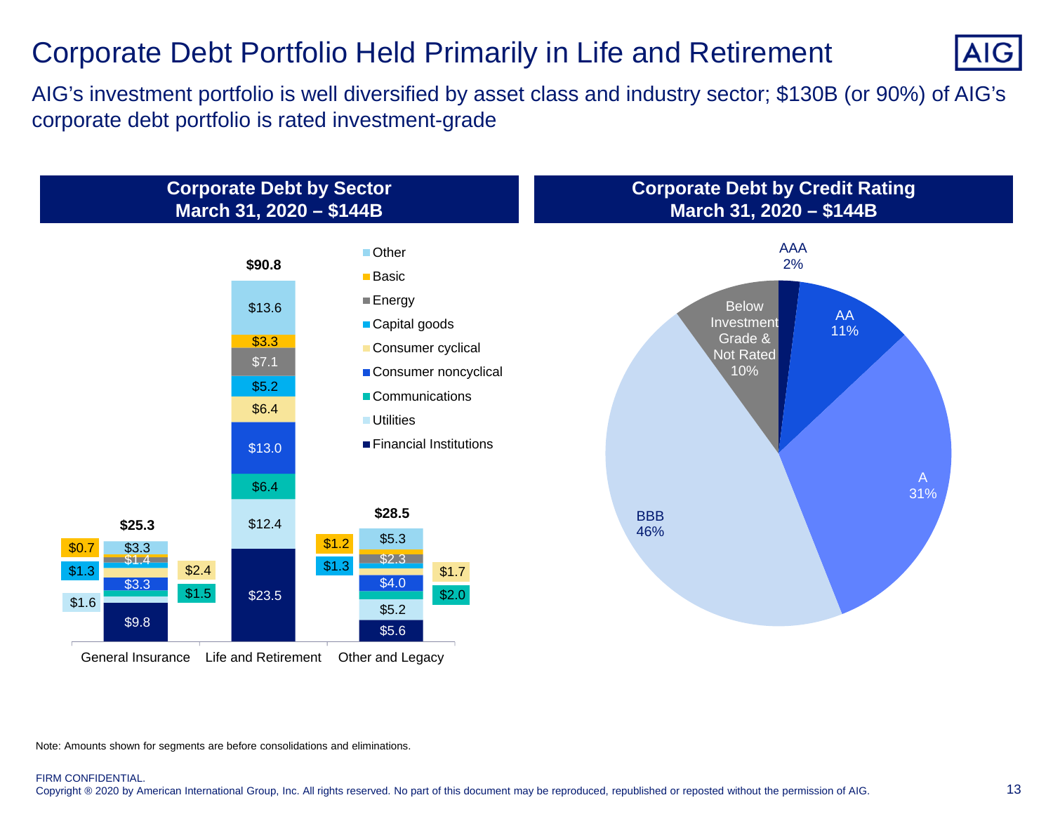# Corporate Debt Portfolio Held Primarily in Life and Retirement

AIG's investment portfolio is well diversified by asset class and industry sector; $130B (or 90%) of AIG's corporate debt portfolio is rated investment-grade

## Corporate Debt by Sector
## March 31, 2020 – $144B

| Sector | General Insurance | Life and Retirement | Other and Legacy |
|---|---|---|---|
| Other | $3.3 | $13.6 | $5.3 |
| Basic | $0.7 | $3.3 | $1.2 |
| Energy | $1.4 | $7.1 | $2.3 |
| Capital goods | $1.3 | $5.2 | $1.3 |
| Consumer cyclical | $2.4 | $6.4 | $1.7 |
| Consumer noncyclical | $3.3 | $13.0 | $4.0 |
| Communications | $1.5 | $6.4 | $2.0 |
| Utilities | $1.6 | $12.4 | $5.2 |
| Financial Institutions | $9.8 | $23.5 | $5.6 |
| **Total** | **$25.3** | **$90.8** | **$28.5** |

## Corporate Debt by Credit Rating
## March 31, 2020 – $144B

| Rating | % |
|---|---|
| AAA | 2% |
| AA | 11% |
| A | 31% |
| BBB | 46% |
| Below Investment Grade & Not Rated | 10% |

Note: Amounts shown for segments are before consolidations and eliminations.

FIRM CONFIDENTIAL.
Copyright ® 2020 by American International Group, Inc. All rights reserved. No part of this document may be reproduced, republished or reposted without the permission of AIG.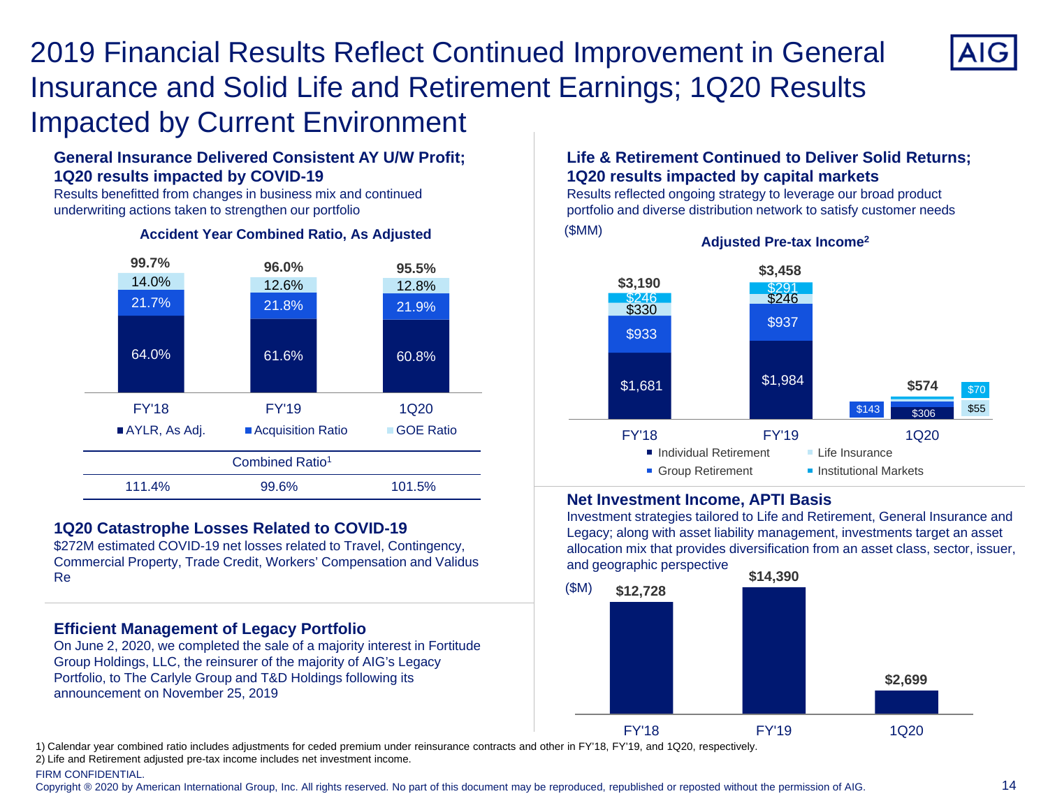# 2019 Financial Results Reflect Continued Improvement in General Insurance and Solid Life and Retirement Earnings; 1Q20 Results Impacted by Current Environment

### General Insurance Delivered Consistent AY U/W Profit; 1Q20 results impacted by COVID-19

Results benefitted from changes in business mix and continued underwriting actions taken to strengthen our portfolio

**Accident Year Combined Ratio, As Adjusted**

| | FY'18 | FY'19 | 1Q20 |
|---|---|---|---|
| AYLR, As Adj. | 64.0% | 61.6% | 60.8% |
| Acquisition Ratio | 21.7% | 21.8% | 21.9% |
| GOE Ratio | 14.0% | 12.6% | 12.8% |
| **Total** | **99.7%** | **96.0%** | **95.5%** |
| Combined Ratio[1] | 111.4% | 99.6% | 101.5% |

### 1Q20 Catastrophe Losses Related to COVID-19

$272M estimated COVID-19 net losses related to Travel, Contingency, Commercial Property, Trade Credit, Workers' Compensation and Validus Re

### Efficient Management of Legacy Portfolio

On June 2, 2020, we completed the sale of a majority interest in Fortitude Group Holdings, LLC, the reinsurer of the majority of AIG's Legacy Portfolio, to The Carlyle Group and T&D Holdings following its announcement on November 25, 2019

### Life & Retirement Continued to Deliver Solid Returns; 1Q20 results impacted by capital markets

Results reflected ongoing strategy to leverage our broad product portfolio and diverse distribution network to satisfy customer needs

**Adjusted Pre-tax Income[2]** ($MM)

| | FY'18 | FY'19 | 1Q20 |
|---|---|---|---|
| Individual Retirement | $1,681 | $1,984 | $306 |
| Group Retirement | $933 | $937 | $143 |
| Life Insurance | $330 | $246 | $55 |
| Institutional Markets | $246 | $291 | $70 |
| **Total** | **$3,190** | **$3,458** | **$574** |

### Net Investment Income, APTI Basis

Investment strategies tailored to Life and Retirement, General Insurance and Legacy; along with asset liability management, investments target an asset allocation mix that provides diversification from an asset class, sector, issuer, and geographic perspective

($M)

| FY'18 | FY'19 | 1Q20 |
|---|---|---|
| $12,728 | $14,390 | $2,699 |

1) Calendar year combined ratio includes adjustments for ceded premium under reinsurance contracts and other in FY'18, FY'19, and 1Q20, respectively.
2) Life and Retirement adjusted pre-tax income includes net investment income.

FIRM CONFIDENTIAL.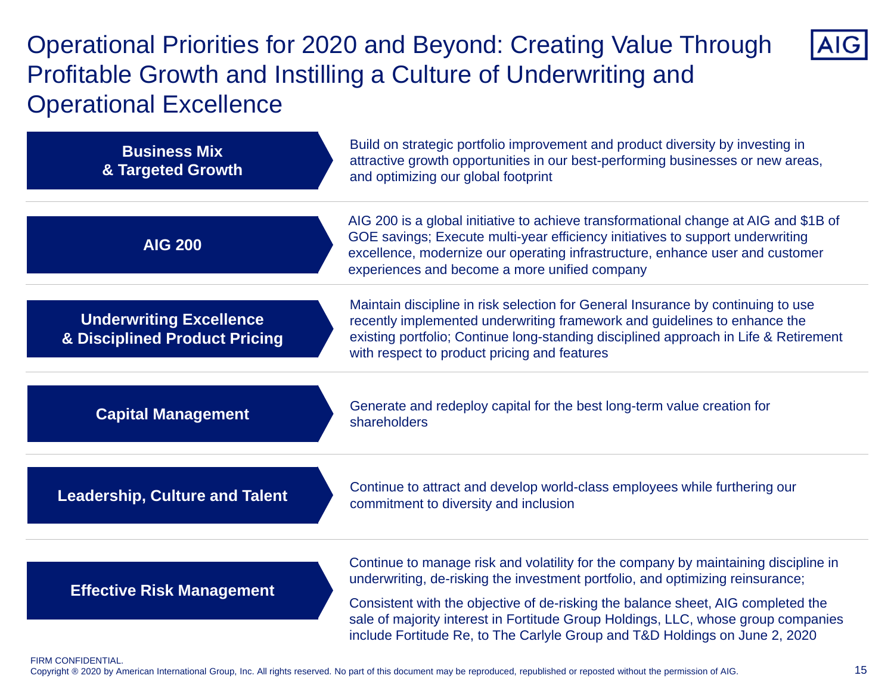# Operational Priorities for 2020 and Beyond: Creating Value Through Profitable Growth and Instilling a Culture of Underwriting and Operational Excellence

| Priority | Description |
| --- | --- |
| **Business Mix & Targeted Growth** | Build on strategic portfolio improvement and product diversity by investing in attractive growth opportunities in our best-performing businesses or new areas, and optimizing our global footprint |
| **AIG 200** | AIG 200 is a global initiative to achieve transformational change at AIG and $1B of GOE savings; Execute multi-year efficiency initiatives to support underwriting excellence, modernize our operating infrastructure, enhance user and customer experiences and become a more unified company |
| **Underwriting Excellence & Disciplined Product Pricing** | Maintain discipline in risk selection for General Insurance by continuing to use recently implemented underwriting framework and guidelines to enhance the existing portfolio; Continue long-standing disciplined approach in Life & Retirement with respect to product pricing and features |
| **Capital Management** | Generate and redeploy capital for the best long-term value creation for shareholders |
| **Leadership, Culture and Talent** | Continue to attract and develop world-class employees while furthering our commitment to diversity and inclusion |
| **Effective Risk Management** | Continue to manage risk and volatility for the company by maintaining discipline in underwriting, de-risking the investment portfolio, and optimizing reinsurance;<br><br>Consistent with the objective of de-risking the balance sheet, AIG completed the sale of majority interest in Fortitude Group Holdings, LLC, whose group companies include Fortitude Re, to The Carlyle Group and T&D Holdings on June 2, 2020 |

FIRM CONFIDENTIAL.
Copyright ® 2020 by American International Group, Inc. All rights reserved. No part of this document may be reproduced, republished or reposted without the permission of AIG.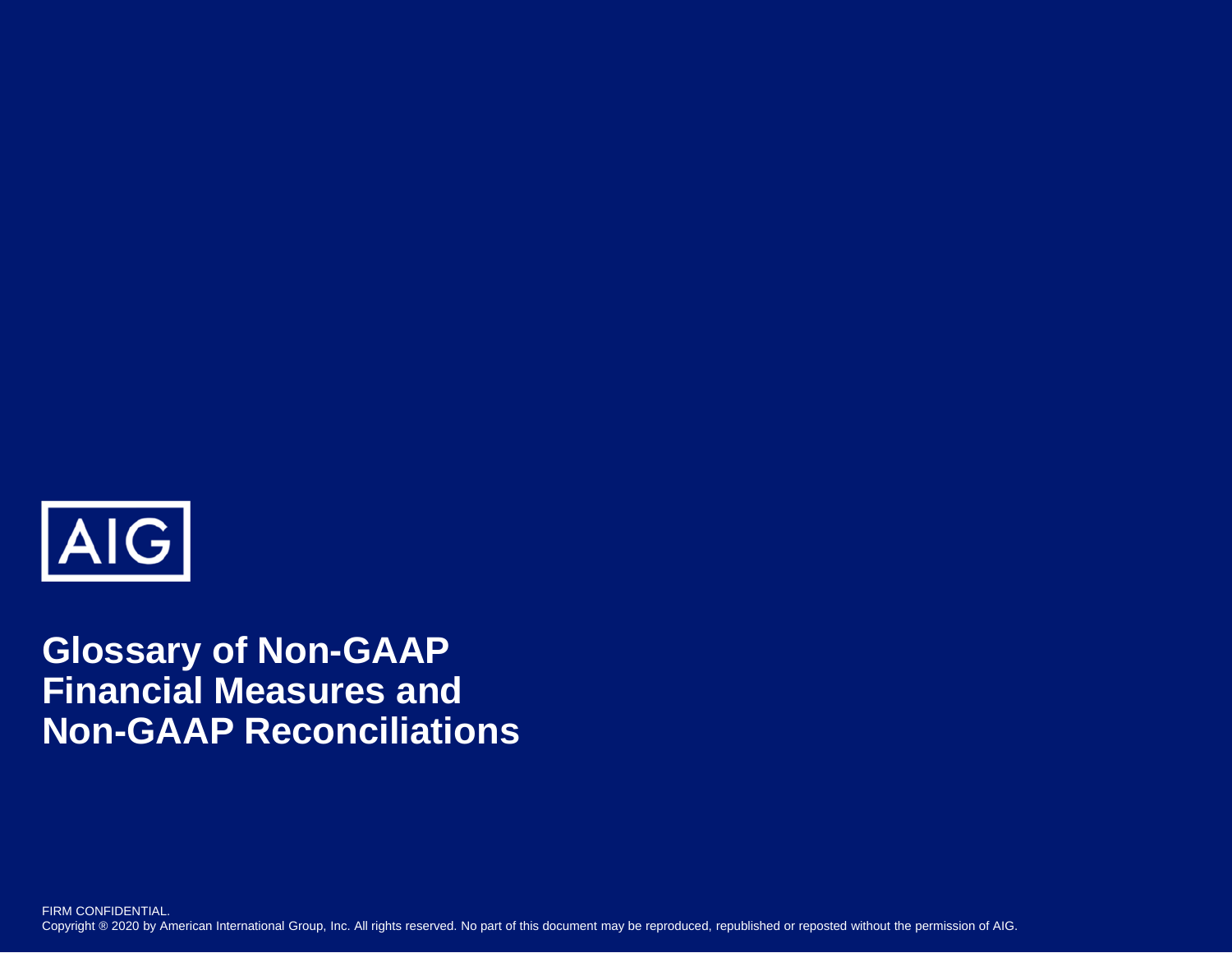AIG

# Glossary of Non-GAAP Financial Measures and Non-GAAP Reconciliations

FIRM CONFIDENTIAL.
Copyright ® 2020 by American International Group, Inc. All rights reserved. No part of this document may be reproduced, republished or reposted without the permission of AIG.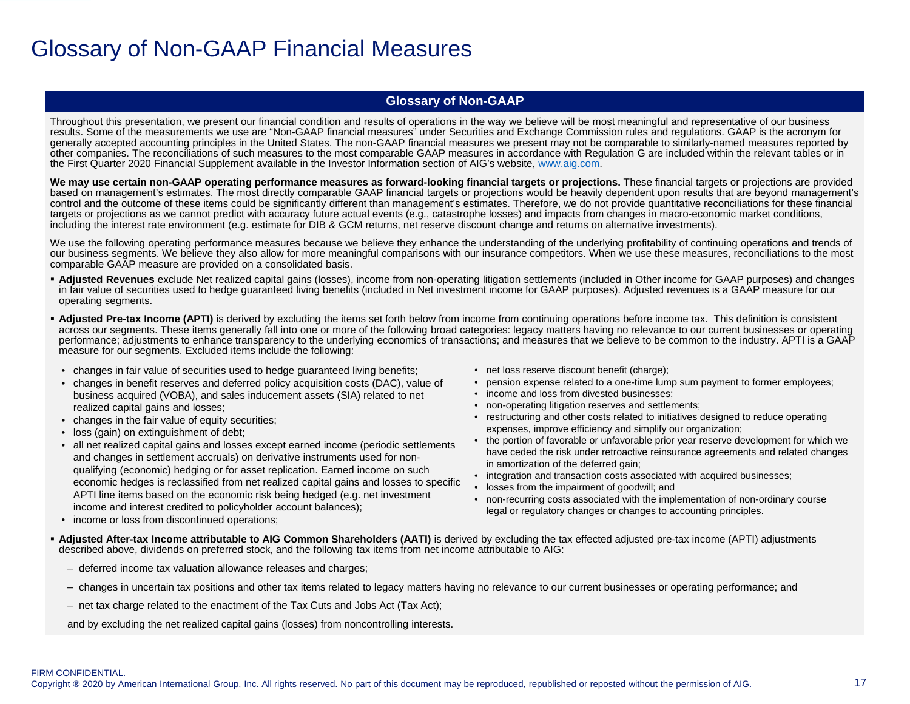# Glossary of Non-GAAP Financial Measures

## Glossary of Non-GAAP

Throughout this presentation, we present our financial condition and results of operations in the way we believe will be most meaningful and representative of our business results. Some of the measurements we use are "Non-GAAP financial measures" under Securities and Exchange Commission rules and regulations. GAAP is the acronym for generally accepted accounting principles in the United States. The non-GAAP financial measures we present may not be comparable to similarly-named measures reported by other companies. The reconciliations of such measures to the most comparable GAAP measures in accordance with Regulation G are included within the relevant tables or in the First Quarter 2020 Financial Supplement available in the Investor Information section of AIG's website, www.aig.com.

**We may use certain non-GAAP operating performance measures as forward-looking financial targets or projections.** These financial targets or projections are provided based on management's estimates. The most directly comparable GAAP financial targets or projections would be heavily dependent upon results that are beyond management's control and the outcome of these items could be significantly different than management's estimates. Therefore, we do not provide quantitative reconciliations for these financial targets or projections as we cannot predict with accuracy future actual events (e.g., catastrophe losses) and impacts from changes in macro-economic market conditions, including the interest rate environment (e.g. estimate for DIB & GCM returns, net reserve discount change and returns on alternative investments).

We use the following operating performance measures because we believe they enhance the understanding of the underlying profitability of continuing operations and trends of our business segments. We believe they also allow for more meaningful comparisons with our insurance competitors. When we use these measures, reconciliations to the most comparable GAAP measure are provided on a consolidated basis.

- **Adjusted Revenues** exclude Net realized capital gains (losses), income from non-operating litigation settlements (included in Other income for GAAP purposes) and changes in fair value of securities used to hedge guaranteed living benefits (included in Net investment income for GAAP purposes). Adjusted revenues is a GAAP measure for our operating segments.
- **Adjusted Pre-tax Income (APTI)** is derived by excluding the items set forth below from income from continuing operations before income tax. This definition is consistent across our segments. These items generally fall into one or more of the following broad categories: legacy matters having no relevance to our current businesses or operating performance; adjustments to enhance transparency to the underlying economics of transactions; and measures that we believe to be common to the industry. APTI is a GAAP measure for our segments. Excluded items include the following:
  - changes in fair value of securities used to hedge guaranteed living benefits;
  - changes in benefit reserves and deferred policy acquisition costs (DAC), value of business acquired (VOBA), and sales inducement assets (SIA) related to net realized capital gains and losses;
  - changes in the fair value of equity securities;
  - loss (gain) on extinguishment of debt;
  - all net realized capital gains and losses except earned income (periodic settlements and changes in settlement accruals) on derivative instruments used for non-qualifying (economic) hedging or for asset replication. Earned income on such economic hedges is reclassified from net realized capital gains and losses to specific APTI line items based on the economic risk being hedged (e.g. net investment income and interest credited to policyholder account balances);
  - income or loss from discontinued operations;
  - net loss reserve discount benefit (charge);
  - pension expense related to a one-time lump sum payment to former employees;
  - income and loss from divested businesses;
  - non-operating litigation reserves and settlements;
  - restructuring and other costs related to initiatives designed to reduce operating expenses, improve efficiency and simplify our organization;
  - the portion of favorable or unfavorable prior year reserve development for which we have ceded the risk under retroactive reinsurance agreements and related changes in amortization of the deferred gain;
  - integration and transaction costs associated with acquired businesses;
  - losses from the impairment of goodwill; and
  - non-recurring costs associated with the implementation of non-ordinary course legal or regulatory changes or changes to accounting principles.
- **Adjusted After-tax Income attributable to AIG Common Shareholders (AATI)** is derived by excluding the tax effected adjusted pre-tax income (APTI) adjustments described above, dividends on preferred stock, and the following tax items from net income attributable to AIG:
  - deferred income tax valuation allowance releases and charges;
  - changes in uncertain tax positions and other tax items related to legacy matters having no relevance to our current businesses or operating performance; and
  - net tax charge related to the enactment of the Tax Cuts and Jobs Act (Tax Act);

  and by excluding the net realized capital gains (losses) from noncontrolling interests.

FIRM CONFIDENTIAL.

Copyright ® 2020 by American International Group, Inc. All rights reserved. No part of this document may be reproduced, republished or reposted without the permission of AIG.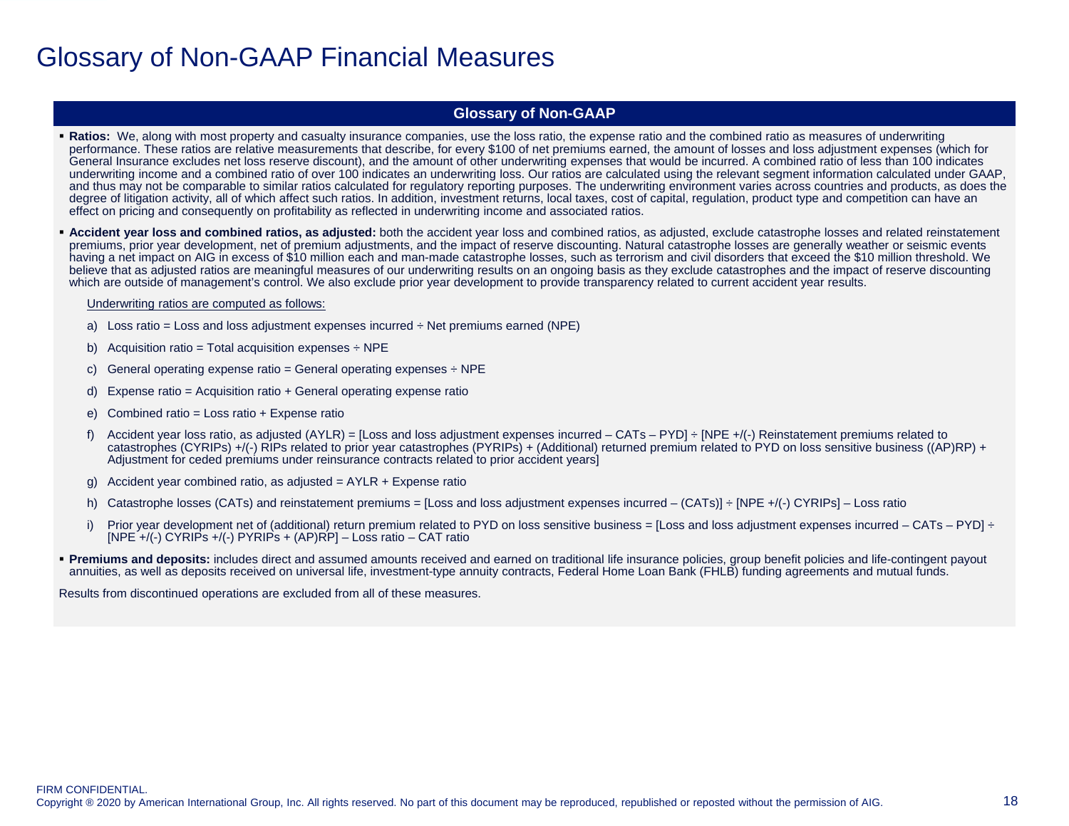# Glossary of Non-GAAP Financial Measures

## Glossary of Non-GAAP

- **Ratios:** We, along with most property and casualty insurance companies, use the loss ratio, the expense ratio and the combined ratio as measures of underwriting performance. These ratios are relative measurements that describe, for every $100 of net premiums earned, the amount of losses and loss adjustment expenses (which for General Insurance excludes net loss reserve discount), and the amount of other underwriting expenses that would be incurred. A combined ratio of less than 100 indicates underwriting income and a combined ratio of over 100 indicates an underwriting loss. Our ratios are calculated using the relevant segment information calculated under GAAP, and thus may not be comparable to similar ratios calculated for regulatory reporting purposes. The underwriting environment varies across countries and products, as does the degree of litigation activity, all of which affect such ratios. In addition, investment returns, local taxes, cost of capital, regulation, product type and competition can have an effect on pricing and consequently on profitability as reflected in underwriting income and associated ratios.

- **Accident year loss and combined ratios, as adjusted:** both the accident year loss and combined ratios, as adjusted, exclude catastrophe losses and related reinstatement premiums, prior year development, net of premium adjustments, and the impact of reserve discounting. Natural catastrophe losses are generally weather or seismic events having a net impact on AIG in excess of $10 million each and man-made catastrophe losses, such as terrorism and civil disorders that exceed the $10 million threshold. We believe that as adjusted ratios are meaningful measures of our underwriting results on an ongoing basis as they exclude catastrophes and the impact of reserve discounting which are outside of management's control. We also exclude prior year development to provide transparency related to current accident year results.

  Underwriting ratios are computed as follows:

  a) Loss ratio = Loss and loss adjustment expenses incurred ÷ Net premiums earned (NPE)

  b) Acquisition ratio = Total acquisition expenses ÷ NPE

  c) General operating expense ratio = General operating expenses ÷ NPE

  d) Expense ratio = Acquisition ratio + General operating expense ratio

  e) Combined ratio = Loss ratio + Expense ratio

  f) Accident year loss ratio, as adjusted (AYLR) = [Loss and loss adjustment expenses incurred – CATs – PYD] ÷ [NPE +/(-) Reinstatement premiums related to catastrophes (CYRIPs) +/(-) RIPs related to prior year catastrophes (PYRIPs) + (Additional) returned premium related to PYD on loss sensitive business ((AP)RP) + Adjustment for ceded premiums under reinsurance contracts related to prior accident years]

  g) Accident year combined ratio, as adjusted = AYLR + Expense ratio

  h) Catastrophe losses (CATs) and reinstatement premiums = [Loss and loss adjustment expenses incurred – (CATs)] ÷ [NPE +/(-) CYRIPs] – Loss ratio

  i) Prior year development net of (additional) return premium related to PYD on loss sensitive business = [Loss and loss adjustment expenses incurred – CATs – PYD] ÷ [NPE +/(-) CYRIPs +/(-) PYRIPs + (AP)RP] – Loss ratio – CAT ratio

- **Premiums and deposits:** includes direct and assumed amounts received and earned on traditional life insurance policies, group benefit policies and life-contingent payout annuities, as well as deposits received on universal life, investment-type annuity contracts, Federal Home Loan Bank (FHLB) funding agreements and mutual funds.

Results from discontinued operations are excluded from all of these measures.

FIRM CONFIDENTIAL.
Copyright ® 2020 by American International Group, Inc. All rights reserved. No part of this document may be reproduced, republished or reposted without the permission of AIG.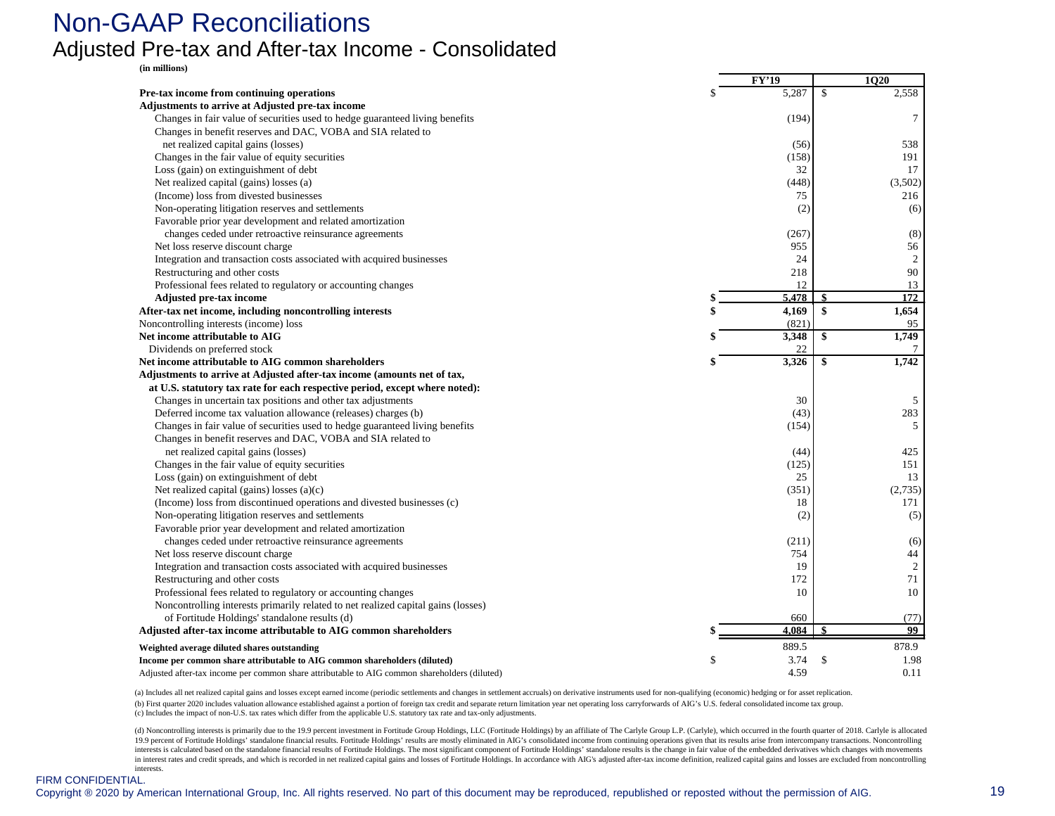# Non-GAAP Reconciliations

## Adjusted Pre-tax and After-tax Income - Consolidated

**(in millions)**

| | FY'19 | 1Q20 |
|---|---|---|
| **Pre-tax income from continuing operations** | $ 5,287 | $ 2,558 |
| **Adjustments to arrive at Adjusted pre-tax income** | | |
| Changes in fair value of securities used to hedge guaranteed living benefits | (194) | 7 |
| Changes in benefit reserves and DAC, VOBA and SIA related to net realized capital gains (losses) | (56) | 538 |
| Changes in the fair value of equity securities | (158) | 191 |
| Loss (gain) on extinguishment of debt | 32 | 17 |
| Net realized capital (gains) losses (a) | (448) | (3,502) |
| (Income) loss from divested businesses | 75 | 216 |
| Non-operating litigation reserves and settlements | (2) | (6) |
| Favorable prior year development and related amortization changes ceded under retroactive reinsurance agreements | (267) | (8) |
| Net loss reserve discount charge | 955 | 56 |
| Integration and transaction costs associated with acquired businesses | 24 | 2 |
| Restructuring and other costs | 218 | 90 |
| Professional fees related to regulatory or accounting changes | 12 | 13 |
| **Adjusted pre-tax income** | **$ 5,478** | **$ 172** |
| **After-tax net income, including noncontrolling interests** | **$ 4,169** | **$ 1,654** |
| Noncontrolling interests (income) loss | (821) | 95 |
| **Net income attributable to AIG** | **$ 3,348** | **$ 1,749** |
| Dividends on preferred stock | 22 | 7 |
| **Net income attributable to AIG common shareholders** | **$ 3,326** | **$ 1,742** |
| **Adjustments to arrive at Adjusted after-tax income (amounts net of tax, at U.S. statutory tax rate for each respective period, except where noted):** | | |
| Changes in uncertain tax positions and other tax adjustments | 30 | 5 |
| Deferred income tax valuation allowance (releases) charges (b) | (43) | 283 |
| Changes in fair value of securities used to hedge guaranteed living benefits | (154) | 5 |
| Changes in benefit reserves and DAC, VOBA and SIA related to net realized capital gains (losses) | (44) | 425 |
| Changes in the fair value of equity securities | (125) | 151 |
| Loss (gain) on extinguishment of debt | 25 | 13 |
| Net realized capital (gains) losses (a)(c) | (351) | (2,735) |
| (Income) loss from discontinued operations and divested businesses (c) | 18 | 171 |
| Non-operating litigation reserves and settlements | (2) | (5) |
| Favorable prior year development and related amortization changes ceded under retroactive reinsurance agreements | (211) | (6) |
| Net loss reserve discount charge | 754 | 44 |
| Integration and transaction costs associated with acquired businesses | 19 | 2 |
| Restructuring and other costs | 172 | 71 |
| Professional fees related to regulatory or accounting changes | 10 | 10 |
| Noncontrolling interests primarily related to net realized capital gains (losses) of Fortitude Holdings' standalone results (d) | 660 | (77) |
| **Adjusted after-tax income attributable to AIG common shareholders** | **$ 4,084** | **$ 99** |
| **Weighted average diluted shares outstanding** | 889.5 | 878.9 |
| **Income per common share attributable to AIG common shareholders (diluted)** | $ 3.74 | $ 1.98 |
| Adjusted after-tax income per common share attributable to AIG common shareholders (diluted) | 4.59 | 0.11 |

(a) Includes all net realized capital gains and losses except earned income (periodic settlements and changes in settlement accruals) on derivative instruments used for non-qualifying (economic) hedging or for asset replication.

(b) First quarter 2020 includes valuation allowance established against a portion of foreign tax credit and separate return limitation year net operating loss carryforwards of AIG's U.S. federal consolidated income tax group.

(c) Includes the impact of non-U.S. tax rates which differ from the applicable U.S. statutory tax rate and tax-only adjustments.

(d) Noncontrolling interests is primarily due to the 19.9 percent investment in Fortitude Group Holdings, LLC (Fortitude Holdings) by an affiliate of The Carlyle Group L.P. (Carlyle), which occurred in the fourth quarter of 2018. Carlyle is allocated 19.9 percent of Fortitude Holdings' standalone financial results. Fortitude Holdings' results are mostly eliminated in AIG's consolidated income from continuing operations given that its results arise from intercompany transactions. Noncontrolling interests is calculated based on the standalone financial results of Fortitude Holdings. The most significant component of Fortitude Holdings' standalone results is the change in fair value of the embedded derivatives which changes with movements in interest rates and credit spreads, and which is recorded in net realized capital gains and losses of Fortitude Holdings. In accordance with AIG's adjusted after-tax income definition, realized capital gains and losses are excluded from noncontrolling interests.

FIRM CONFIDENTIAL.

Copyright ® 2020 by American International Group, Inc. All rights reserved. No part of this document may be reproduced, republished or reposted without the permission of AIG.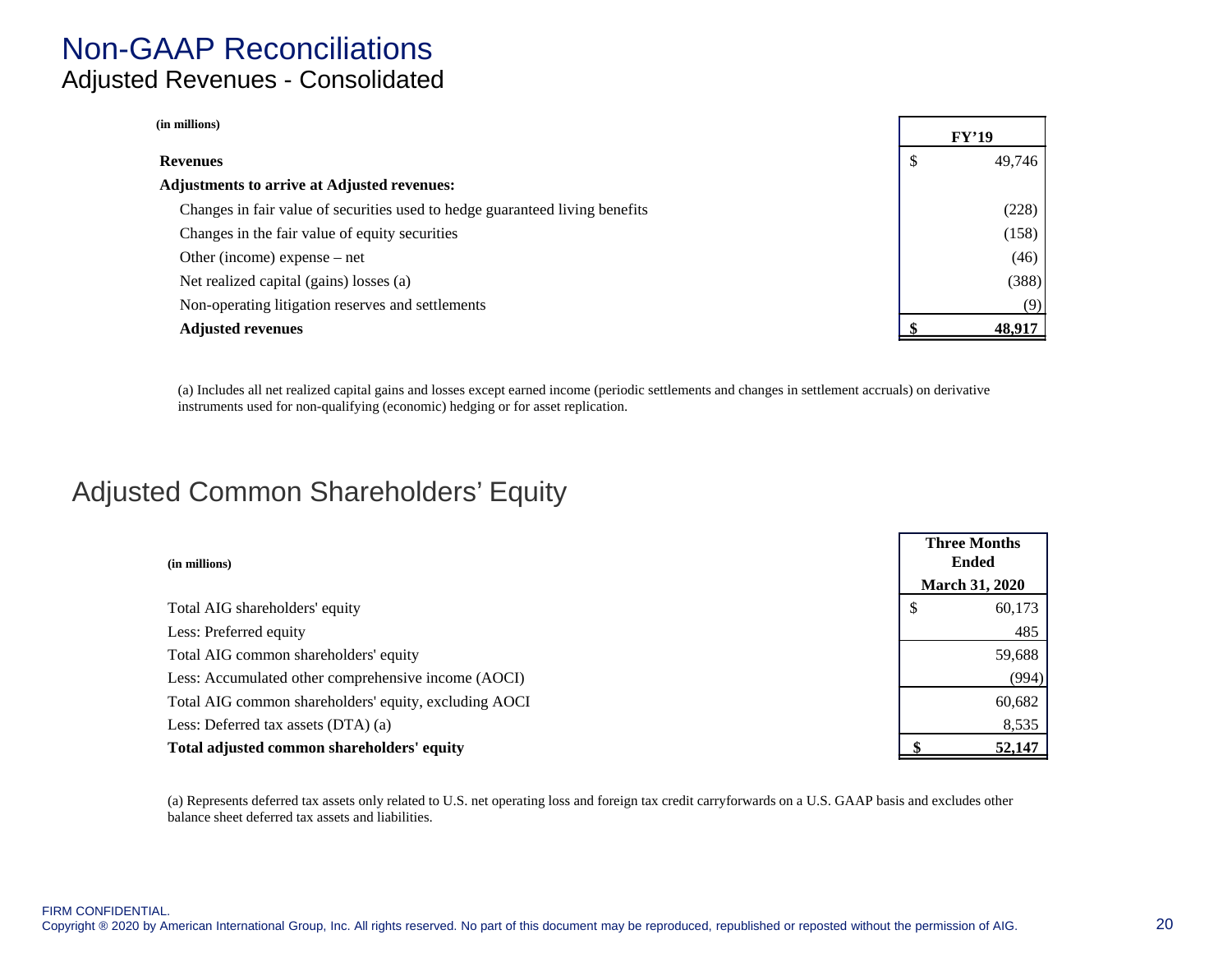# Non-GAAP Reconciliations

## Adjusted Revenues - Consolidated

| (in millions) | FY'19 |
|---|---|
| **Revenues** | $ 49,746 |
| **Adjustments to arrive at Adjusted revenues:** | |
| Changes in fair value of securities used to hedge guaranteed living benefits | (228) |
| Changes in the fair value of equity securities | (158) |
| Other (income) expense – net | (46) |
| Net realized capital (gains) losses (a) | (388) |
| Non-operating litigation reserves and settlements | (9) |
| **Adjusted revenues** | **$ 48,917** |

(a) Includes all net realized capital gains and losses except earned income (periodic settlements and changes in settlement accruals) on derivative instruments used for non-qualifying (economic) hedging or for asset replication.

## Adjusted Common Shareholders' Equity

| (in millions) | Three Months Ended March 31, 2020 |
|---|---|
| Total AIG shareholders' equity | $ 60,173 |
| Less: Preferred equity | 485 |
| Total AIG common shareholders' equity | 59,688 |
| Less: Accumulated other comprehensive income (AOCI) | (994) |
| Total AIG common shareholders' equity, excluding AOCI | 60,682 |
| Less: Deferred tax assets (DTA) (a) | 8,535 |
| **Total adjusted common shareholders' equity** | **$ 52,147** |

(a) Represents deferred tax assets only related to U.S. net operating loss and foreign tax credit carryforwards on a U.S. GAAP basis and excludes other balance sheet deferred tax assets and liabilities.

FIRM CONFIDENTIAL.
Copyright ® 2020 by American International Group, Inc. All rights reserved. No part of this document may be reproduced, republished or reposted without the permission of AIG.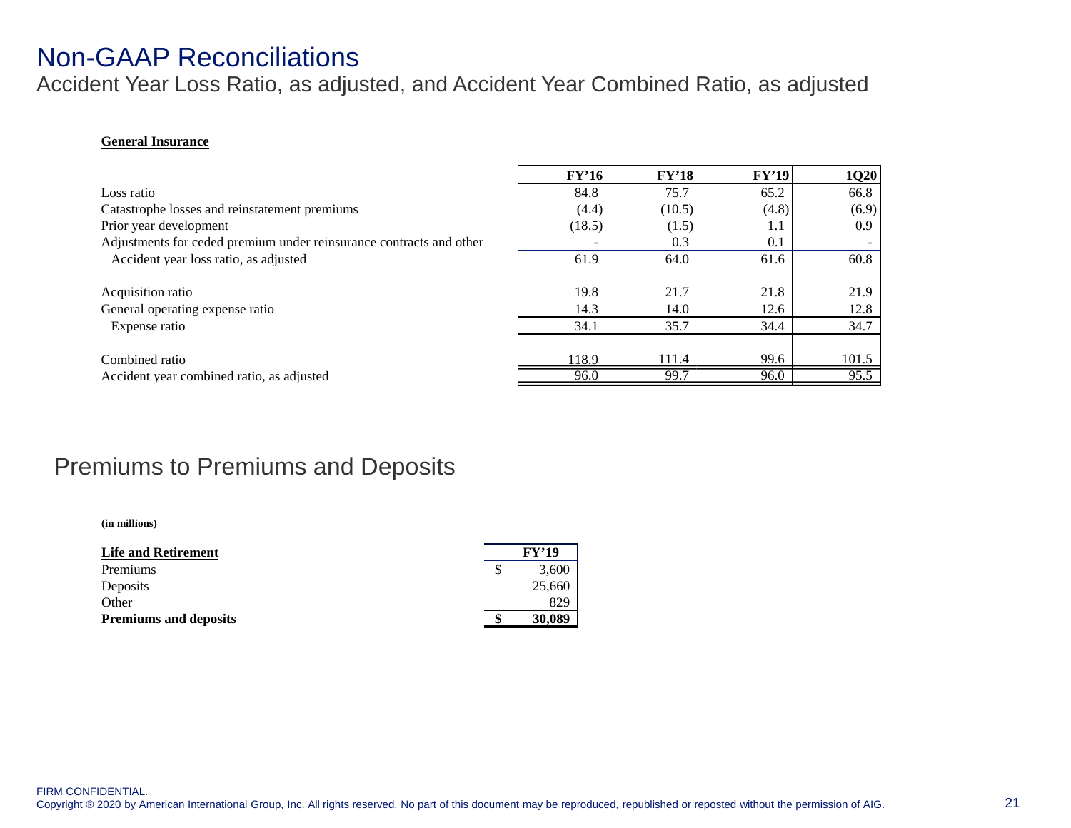# Non-GAAP Reconciliations

## Accident Year Loss Ratio, as adjusted, and Accident Year Combined Ratio, as adjusted

**General Insurance**

| | FY'16 | FY'18 | FY'19 | 1Q20 |
|---|---|---|---|---|
| Loss ratio | 84.8 | 75.7 | 65.2 | 66.8 |
| Catastrophe losses and reinstatement premiums | (4.4) | (10.5) | (4.8) | (6.9) |
| Prior year development | (18.5) | (1.5) | 1.1 | 0.9 |
| Adjustments for ceded premium under reinsurance contracts and other | - | 0.3 | 0.1 | - |
| Accident year loss ratio, as adjusted | 61.9 | 64.0 | 61.6 | 60.8 |
| | | | | |
| Acquisition ratio | 19.8 | 21.7 | 21.8 | 21.9 |
| General operating expense ratio | 14.3 | 14.0 | 12.6 | 12.8 |
| Expense ratio | 34.1 | 35.7 | 34.4 | 34.7 |
| | | | | |
| Combined ratio | 118.9 | 111.4 | 99.6 | 101.5 |
| Accident year combined ratio, as adjusted | 96.0 | 99.7 | 96.0 | 95.5 |

## Premiums to Premiums and Deposits

**(in millions)**

| Life and Retirement | FY'19 |
|---|---|
| Premiums | $ 3,600 |
| Deposits | 25,660 |
| Other | 829 |
| **Premiums and deposits** | **$ 30,089** |

FIRM CONFIDENTIAL.
Copyright ® 2020 by American International Group, Inc. All rights reserved. No part of this document may be reproduced, republished or reposted without the permission of AIG.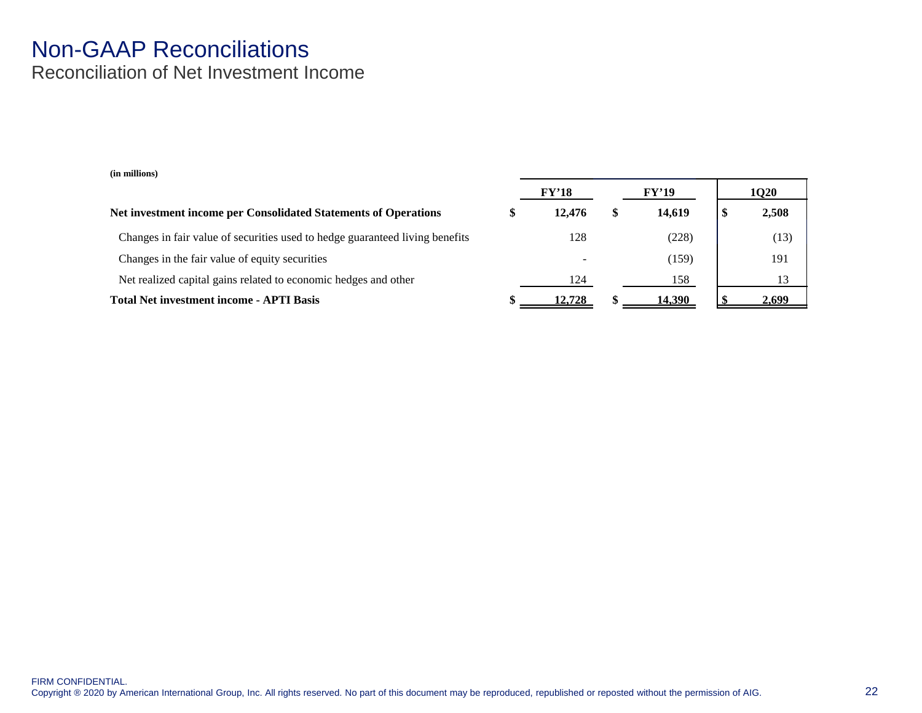# Non-GAAP Reconciliations

## Reconciliation of Net Investment Income

**(in millions)**

| | FY'18 | FY'19 | 1Q20 |
|---|---|---|---|
| **Net investment income per Consolidated Statements of Operations** | **$ 12,476** | **$ 14,619** | **$ 2,508** |
| Changes in fair value of securities used to hedge guaranteed living benefits | 128 | (228) | (13) |
| Changes in the fair value of equity securities | - | (159) | 191 |
| Net realized capital gains related to economic hedges and other | 124 | 158 | 13 |
| **Total Net investment income - APTI Basis** | **$ 12,728** | **$ 14,390** | **$ 2,699** |

FIRM CONFIDENTIAL.

Copyright ® 2020 by American International Group, Inc. All rights reserved. No part of this document may be reproduced, republished or reposted without the permission of AIG.